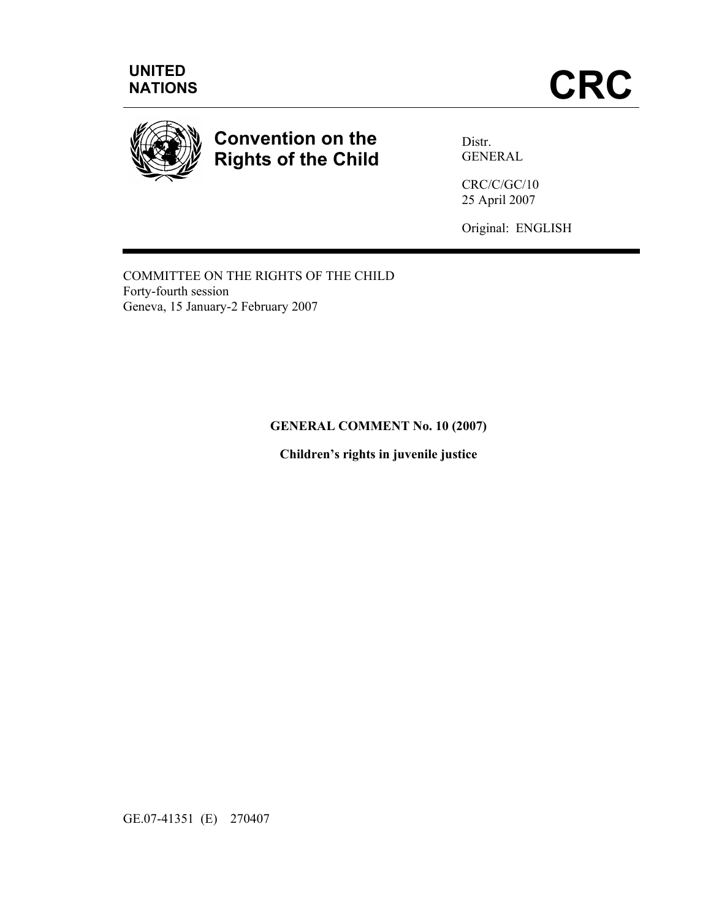UNITED
NATIONS

# CRC

**Convention on the Rights of the Child**

Distr.
GENERAL

CRC/C/GC/10
25 April 2007

Original: ENGLISH

COMMITTEE ON THE RIGHTS OF THE CHILD
Forty-fourth session
Geneva, 15 January-2 February 2007

**GENERAL COMMENT No. 10 (2007)**

**Children's rights in juvenile justice**

GE.07-41351 (E) 270407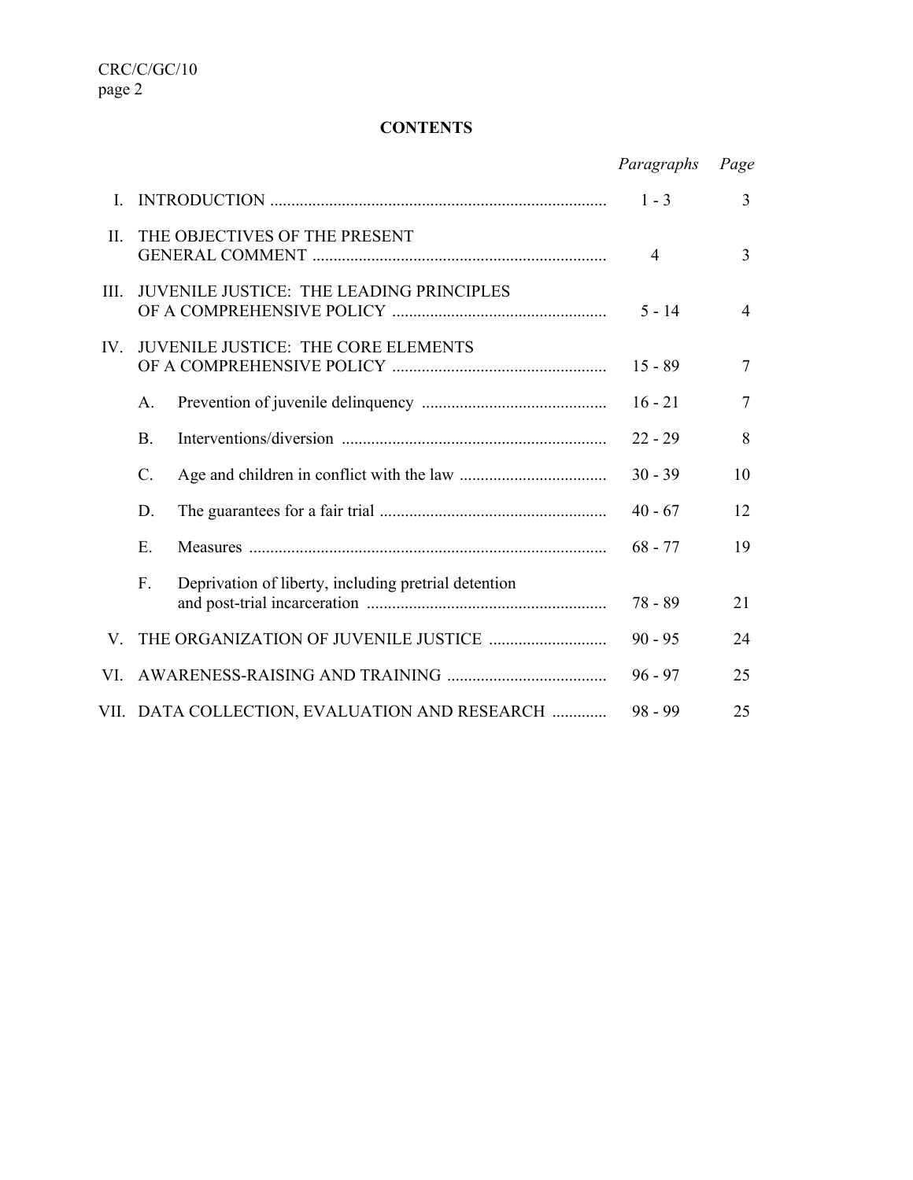## CONTENTS

| | | *Paragraphs* | *Page* |
|---|---|---|---|
| I. | INTRODUCTION | 1 - 3 | 3 |
| II. | THE OBJECTIVES OF THE PRESENT GENERAL COMMENT | 4 | 3 |
| III. | JUVENILE JUSTICE: THE LEADING PRINCIPLES OF A COMPREHENSIVE POLICY | 5 - 14 | 4 |
| IV. | JUVENILE JUSTICE: THE CORE ELEMENTS OF A COMPREHENSIVE POLICY | 15 - 89 | 7 |
| | A. Prevention of juvenile delinquency | 16 - 21 | 7 |
| | B. Interventions/diversion | 22 - 29 | 8 |
| | C. Age and children in conflict with the law | 30 - 39 | 10 |
| | D. The guarantees for a fair trial | 40 - 67 | 12 |
| | E. Measures | 68 - 77 | 19 |
| | F. Deprivation of liberty, including pretrial detention and post-trial incarceration | 78 - 89 | 21 |
| V. | THE ORGANIZATION OF JUVENILE JUSTICE | 90 - 95 | 24 |
| VI. | AWARENESS-RAISING AND TRAINING | 96 - 97 | 25 |
| VII. | DATA COLLECTION, EVALUATION AND RESEARCH | 98 - 99 | 25 |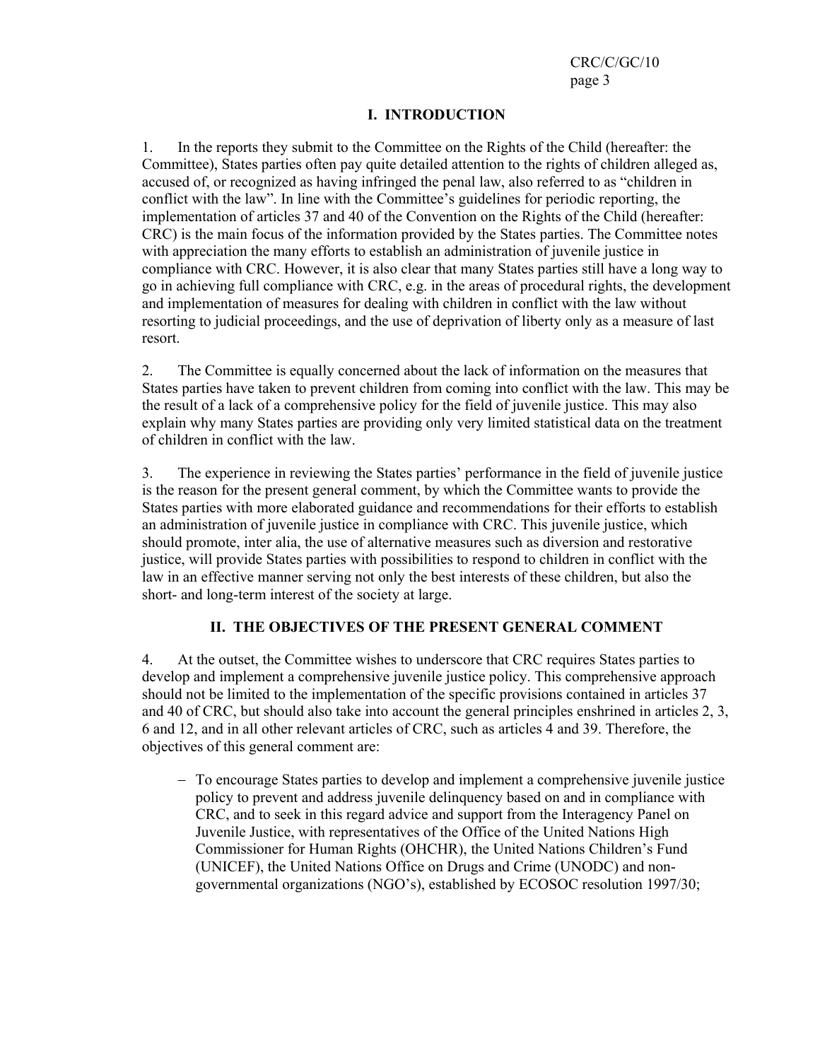## I. INTRODUCTION

1. In the reports they submit to the Committee on the Rights of the Child (hereafter: the Committee), States parties often pay quite detailed attention to the rights of children alleged as, accused of, or recognized as having infringed the penal law, also referred to as "children in conflict with the law". In line with the Committee's guidelines for periodic reporting, the implementation of articles 37 and 40 of the Convention on the Rights of the Child (hereafter: CRC) is the main focus of the information provided by the States parties. The Committee notes with appreciation the many efforts to establish an administration of juvenile justice in compliance with CRC. However, it is also clear that many States parties still have a long way to go in achieving full compliance with CRC, e.g. in the areas of procedural rights, the development and implementation of measures for dealing with children in conflict with the law without resorting to judicial proceedings, and the use of deprivation of liberty only as a measure of last resort.

2. The Committee is equally concerned about the lack of information on the measures that States parties have taken to prevent children from coming into conflict with the law. This may be the result of a lack of a comprehensive policy for the field of juvenile justice. This may also explain why many States parties are providing only very limited statistical data on the treatment of children in conflict with the law.

3. The experience in reviewing the States parties' performance in the field of juvenile justice is the reason for the present general comment, by which the Committee wants to provide the States parties with more elaborated guidance and recommendations for their efforts to establish an administration of juvenile justice in compliance with CRC. This juvenile justice, which should promote, inter alia, the use of alternative measures such as diversion and restorative justice, will provide States parties with possibilities to respond to children in conflict with the law in an effective manner serving not only the best interests of these children, but also the short- and long-term interest of the society at large.

## II. THE OBJECTIVES OF THE PRESENT GENERAL COMMENT

4. At the outset, the Committee wishes to underscore that CRC requires States parties to develop and implement a comprehensive juvenile justice policy. This comprehensive approach should not be limited to the implementation of the specific provisions contained in articles 37 and 40 of CRC, but should also take into account the general principles enshrined in articles 2, 3, 6 and 12, and in all other relevant articles of CRC, such as articles 4 and 39. Therefore, the objectives of this general comment are:

- To encourage States parties to develop and implement a comprehensive juvenile justice policy to prevent and address juvenile delinquency based on and in compliance with CRC, and to seek in this regard advice and support from the Interagency Panel on Juvenile Justice, with representatives of the Office of the United Nations High Commissioner for Human Rights (OHCHR), the United Nations Children's Fund (UNICEF), the United Nations Office on Drugs and Crime (UNODC) and non-governmental organizations (NGO's), established by ECOSOC resolution 1997/30;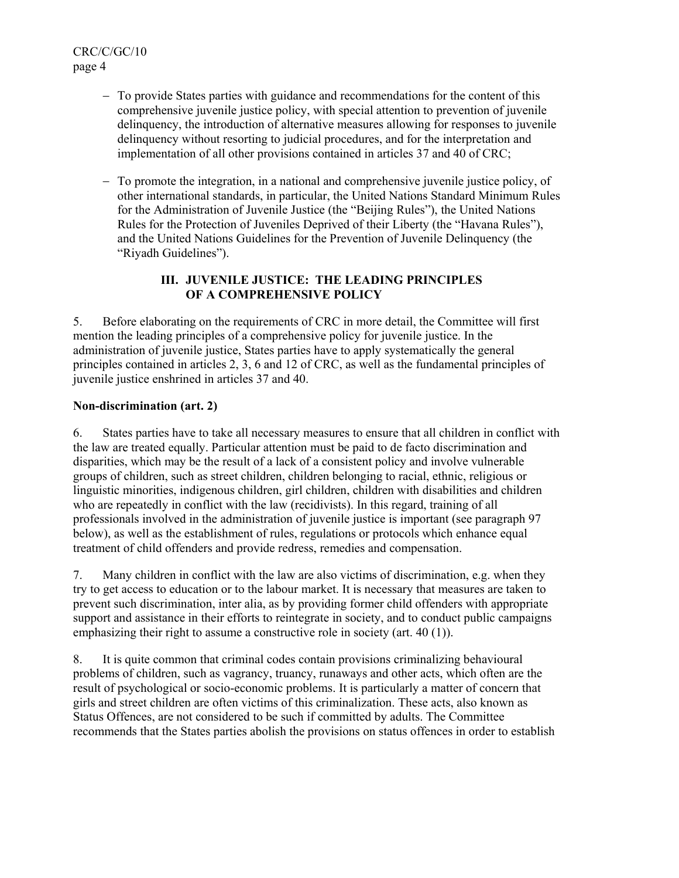- To provide States parties with guidance and recommendations for the content of this comprehensive juvenile justice policy, with special attention to prevention of juvenile delinquency, the introduction of alternative measures allowing for responses to juvenile delinquency without resorting to judicial procedures, and for the interpretation and implementation of all other provisions contained in articles 37 and 40 of CRC;

- To promote the integration, in a national and comprehensive juvenile justice policy, of other international standards, in particular, the United Nations Standard Minimum Rules for the Administration of Juvenile Justice (the "Beijing Rules"), the United Nations Rules for the Protection of Juveniles Deprived of their Liberty (the "Havana Rules"), and the United Nations Guidelines for the Prevention of Juvenile Delinquency (the "Riyadh Guidelines").

## III. JUVENILE JUSTICE: THE LEADING PRINCIPLES OF A COMPREHENSIVE POLICY

5. Before elaborating on the requirements of CRC in more detail, the Committee will first mention the leading principles of a comprehensive policy for juvenile justice. In the administration of juvenile justice, States parties have to apply systematically the general principles contained in articles 2, 3, 6 and 12 of CRC, as well as the fundamental principles of juvenile justice enshrined in articles 37 and 40.

**Non-discrimination (art. 2)**

6. States parties have to take all necessary measures to ensure that all children in conflict with the law are treated equally. Particular attention must be paid to de facto discrimination and disparities, which may be the result of a lack of a consistent policy and involve vulnerable groups of children, such as street children, children belonging to racial, ethnic, religious or linguistic minorities, indigenous children, girl children, children with disabilities and children who are repeatedly in conflict with the law (recidivists). In this regard, training of all professionals involved in the administration of juvenile justice is important (see paragraph 97 below), as well as the establishment of rules, regulations or protocols which enhance equal treatment of child offenders and provide redress, remedies and compensation.

7. Many children in conflict with the law are also victims of discrimination, e.g. when they try to get access to education or to the labour market. It is necessary that measures are taken to prevent such discrimination, inter alia, as by providing former child offenders with appropriate support and assistance in their efforts to reintegrate in society, and to conduct public campaigns emphasizing their right to assume a constructive role in society (art. 40 (1)).

8. It is quite common that criminal codes contain provisions criminalizing behavioural problems of children, such as vagrancy, truancy, runaways and other acts, which often are the result of psychological or socio-economic problems. It is particularly a matter of concern that girls and street children are often victims of this criminalization. These acts, also known as Status Offences, are not considered to be such if committed by adults. The Committee recommends that the States parties abolish the provisions on status offences in order to establish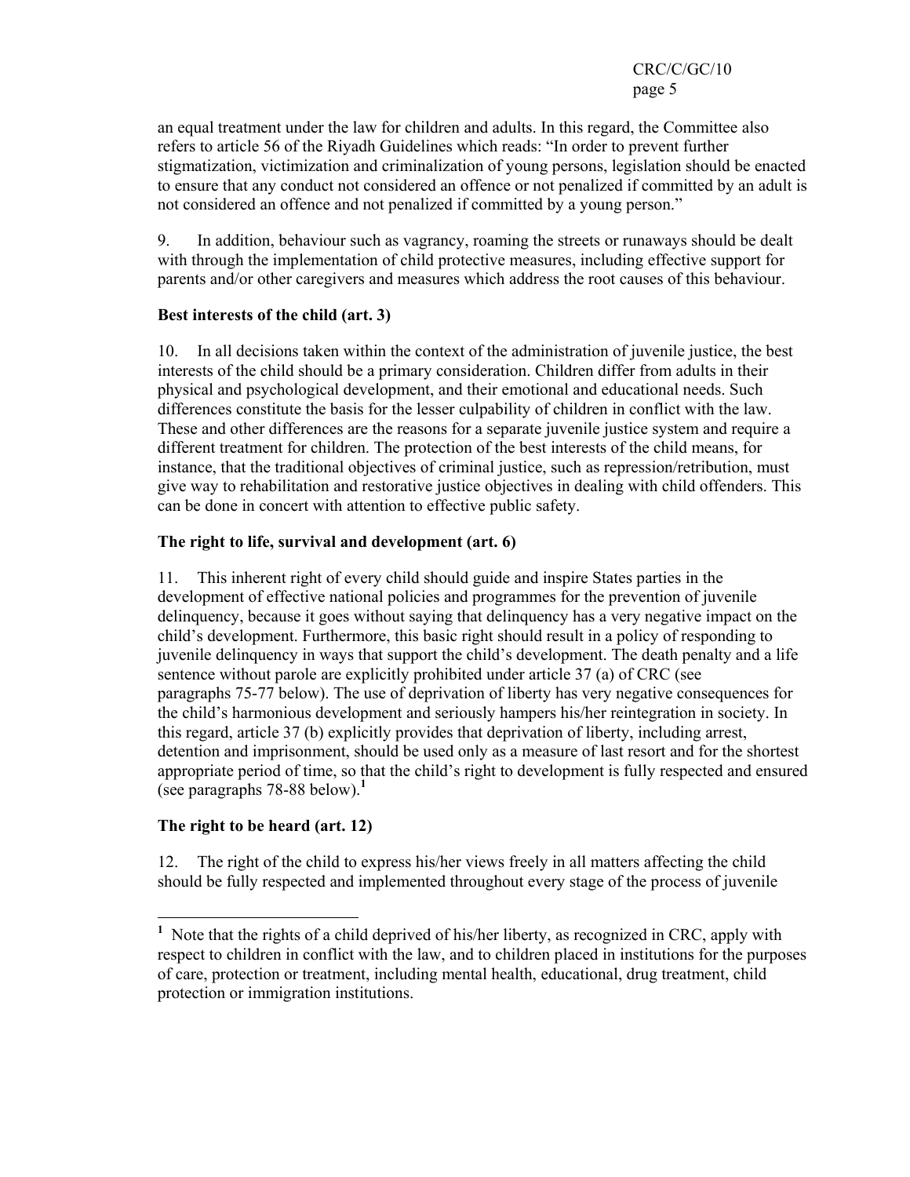an equal treatment under the law for children and adults. In this regard, the Committee also refers to article 56 of the Riyadh Guidelines which reads: "In order to prevent further stigmatization, victimization and criminalization of young persons, legislation should be enacted to ensure that any conduct not considered an offence or not penalized if committed by an adult is not considered an offence and not penalized if committed by a young person."

9. In addition, behaviour such as vagrancy, roaming the streets or runaways should be dealt with through the implementation of child protective measures, including effective support for parents and/or other caregivers and measures which address the root causes of this behaviour.

**Best interests of the child (art. 3)**

10. In all decisions taken within the context of the administration of juvenile justice, the best interests of the child should be a primary consideration. Children differ from adults in their physical and psychological development, and their emotional and educational needs. Such differences constitute the basis for the lesser culpability of children in conflict with the law. These and other differences are the reasons for a separate juvenile justice system and require a different treatment for children. The protection of the best interests of the child means, for instance, that the traditional objectives of criminal justice, such as repression/retribution, must give way to rehabilitation and restorative justice objectives in dealing with child offenders. This can be done in concert with attention to effective public safety.

**The right to life, survival and development (art. 6)**

11. This inherent right of every child should guide and inspire States parties in the development of effective national policies and programmes for the prevention of juvenile delinquency, because it goes without saying that delinquency has a very negative impact on the child's development. Furthermore, this basic right should result in a policy of responding to juvenile delinquency in ways that support the child's development. The death penalty and a life sentence without parole are explicitly prohibited under article 37 (a) of CRC (see paragraphs 75-77 below). The use of deprivation of liberty has very negative consequences for the child's harmonious development and seriously hampers his/her reintegration in society. In this regard, article 37 (b) explicitly provides that deprivation of liberty, including arrest, detention and imprisonment, should be used only as a measure of last resort and for the shortest appropriate period of time, so that the child's right to development is fully respected and ensured (see paragraphs 78-88 below).[1]

**The right to be heard (art. 12)**

12. The right of the child to express his/her views freely in all matters affecting the child should be fully respected and implemented throughout every stage of the process of juvenile

[1] Note that the rights of a child deprived of his/her liberty, as recognized in CRC, apply with respect to children in conflict with the law, and to children placed in institutions for the purposes of care, protection or treatment, including mental health, educational, drug treatment, child protection or immigration institutions.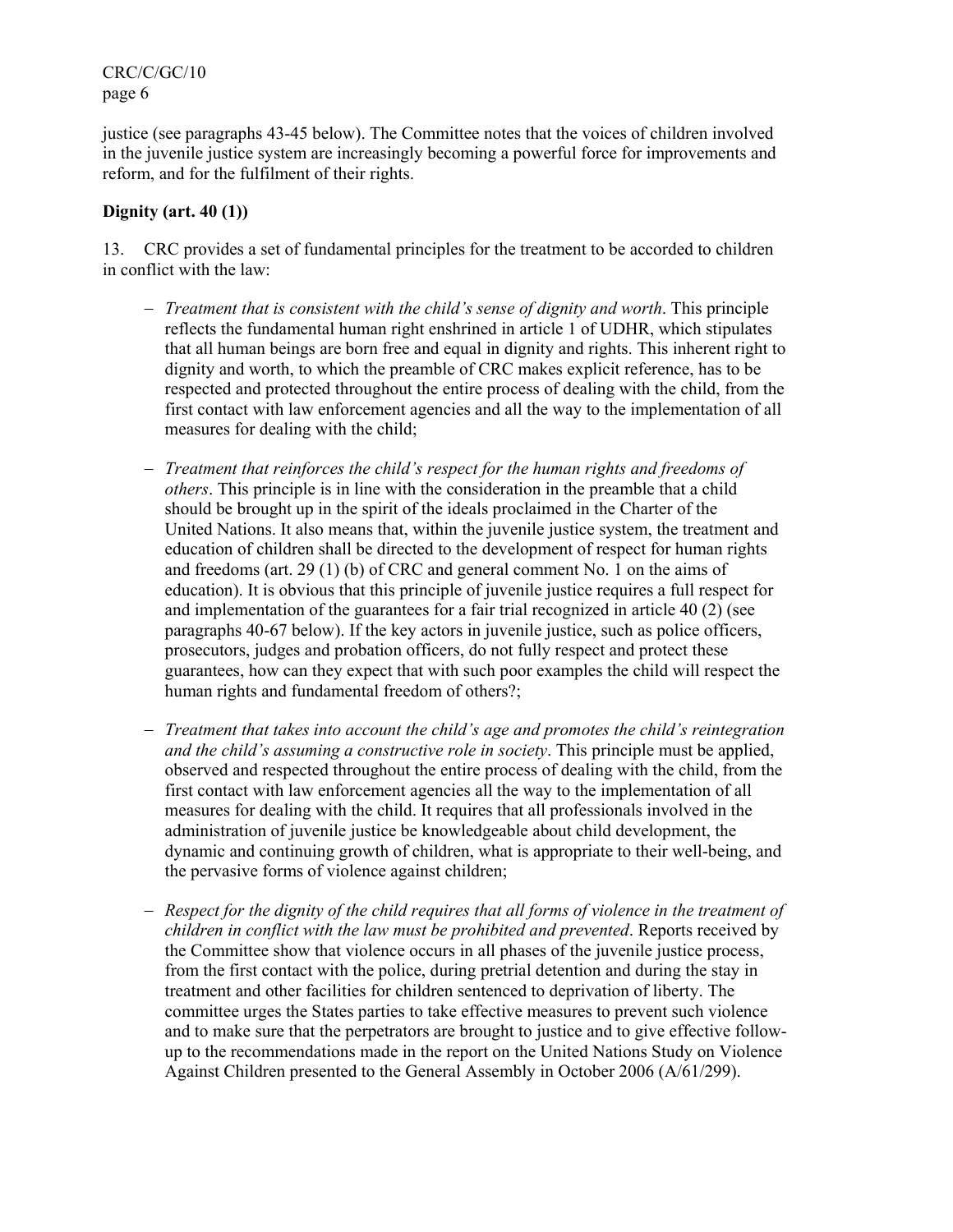justice (see paragraphs 43-45 below). The Committee notes that the voices of children involved in the juvenile justice system are increasingly becoming a powerful force for improvements and reform, and for the fulfilment of their rights.

**Dignity (art. 40 (1))**

13. CRC provides a set of fundamental principles for the treatment to be accorded to children in conflict with the law:

- *Treatment that is consistent with the child's sense of dignity and worth*. This principle reflects the fundamental human right enshrined in article 1 of UDHR, which stipulates that all human beings are born free and equal in dignity and rights. This inherent right to dignity and worth, to which the preamble of CRC makes explicit reference, has to be respected and protected throughout the entire process of dealing with the child, from the first contact with law enforcement agencies and all the way to the implementation of all measures for dealing with the child;

- *Treatment that reinforces the child's respect for the human rights and freedoms of others*. This principle is in line with the consideration in the preamble that a child should be brought up in the spirit of the ideals proclaimed in the Charter of the United Nations. It also means that, within the juvenile justice system, the treatment and education of children shall be directed to the development of respect for human rights and freedoms (art. 29 (1) (b) of CRC and general comment No. 1 on the aims of education). It is obvious that this principle of juvenile justice requires a full respect for and implementation of the guarantees for a fair trial recognized in article 40 (2) (see paragraphs 40-67 below). If the key actors in juvenile justice, such as police officers, prosecutors, judges and probation officers, do not fully respect and protect these guarantees, how can they expect that with such poor examples the child will respect the human rights and fundamental freedom of others?;

- *Treatment that takes into account the child's age and promotes the child's reintegration and the child's assuming a constructive role in society*. This principle must be applied, observed and respected throughout the entire process of dealing with the child, from the first contact with law enforcement agencies all the way to the implementation of all measures for dealing with the child. It requires that all professionals involved in the administration of juvenile justice be knowledgeable about child development, the dynamic and continuing growth of children, what is appropriate to their well-being, and the pervasive forms of violence against children;

- *Respect for the dignity of the child requires that all forms of violence in the treatment of children in conflict with the law must be prohibited and prevented*. Reports received by the Committee show that violence occurs in all phases of the juvenile justice process, from the first contact with the police, during pretrial detention and during the stay in treatment and other facilities for children sentenced to deprivation of liberty. The committee urges the States parties to take effective measures to prevent such violence and to make sure that the perpetrators are brought to justice and to give effective follow-up to the recommendations made in the report on the United Nations Study on Violence Against Children presented to the General Assembly in October 2006 (A/61/299).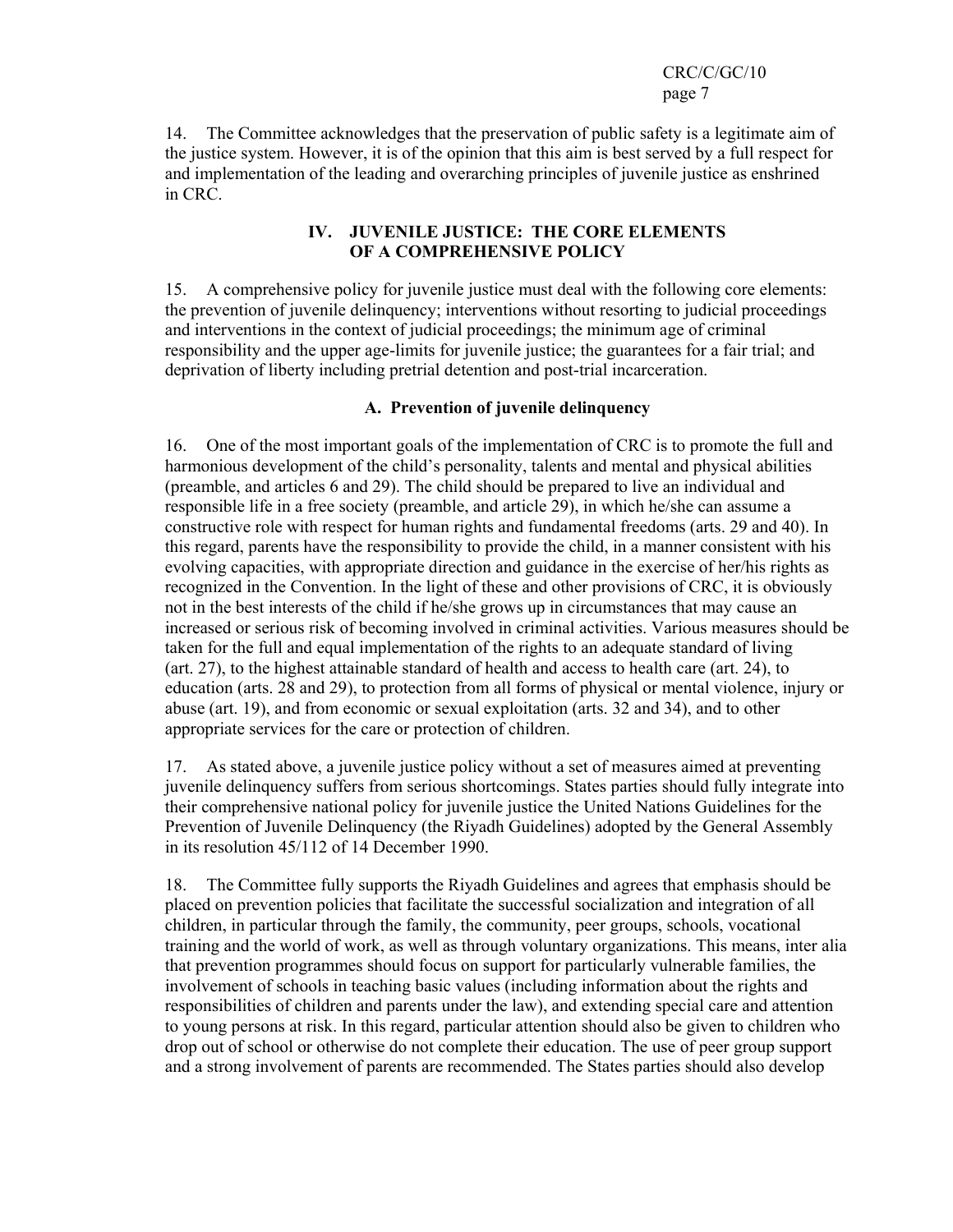14. The Committee acknowledges that the preservation of public safety is a legitimate aim of the justice system. However, it is of the opinion that this aim is best served by a full respect for and implementation of the leading and overarching principles of juvenile justice as enshrined in CRC.

## IV. JUVENILE JUSTICE: THE CORE ELEMENTS OF A COMPREHENSIVE POLICY

15. A comprehensive policy for juvenile justice must deal with the following core elements: the prevention of juvenile delinquency; interventions without resorting to judicial proceedings and interventions in the context of judicial proceedings; the minimum age of criminal responsibility and the upper age-limits for juvenile justice; the guarantees for a fair trial; and deprivation of liberty including pretrial detention and post-trial incarceration.

### A. Prevention of juvenile delinquency

16. One of the most important goals of the implementation of CRC is to promote the full and harmonious development of the child's personality, talents and mental and physical abilities (preamble, and articles 6 and 29). The child should be prepared to live an individual and responsible life in a free society (preamble, and article 29), in which he/she can assume a constructive role with respect for human rights and fundamental freedoms (arts. 29 and 40). In this regard, parents have the responsibility to provide the child, in a manner consistent with his evolving capacities, with appropriate direction and guidance in the exercise of her/his rights as recognized in the Convention. In the light of these and other provisions of CRC, it is obviously not in the best interests of the child if he/she grows up in circumstances that may cause an increased or serious risk of becoming involved in criminal activities. Various measures should be taken for the full and equal implementation of the rights to an adequate standard of living (art. 27), to the highest attainable standard of health and access to health care (art. 24), to education (arts. 28 and 29), to protection from all forms of physical or mental violence, injury or abuse (art. 19), and from economic or sexual exploitation (arts. 32 and 34), and to other appropriate services for the care or protection of children.

17. As stated above, a juvenile justice policy without a set of measures aimed at preventing juvenile delinquency suffers from serious shortcomings. States parties should fully integrate into their comprehensive national policy for juvenile justice the United Nations Guidelines for the Prevention of Juvenile Delinquency (the Riyadh Guidelines) adopted by the General Assembly in its resolution 45/112 of 14 December 1990.

18. The Committee fully supports the Riyadh Guidelines and agrees that emphasis should be placed on prevention policies that facilitate the successful socialization and integration of all children, in particular through the family, the community, peer groups, schools, vocational training and the world of work, as well as through voluntary organizations. This means, inter alia that prevention programmes should focus on support for particularly vulnerable families, the involvement of schools in teaching basic values (including information about the rights and responsibilities of children and parents under the law), and extending special care and attention to young persons at risk. In this regard, particular attention should also be given to children who drop out of school or otherwise do not complete their education. The use of peer group support and a strong involvement of parents are recommended. The States parties should also develop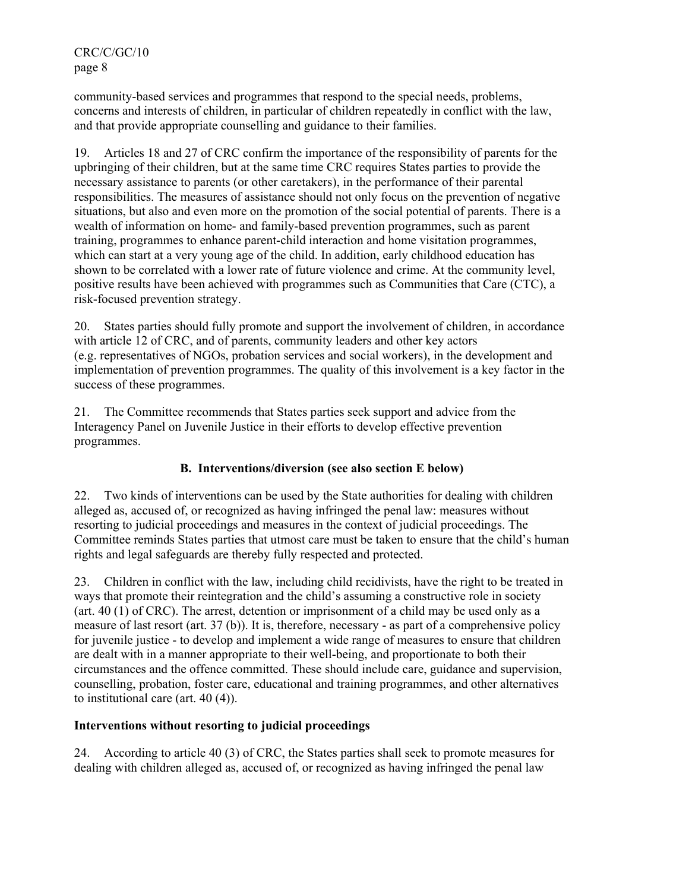community-based services and programmes that respond to the special needs, problems, concerns and interests of children, in particular of children repeatedly in conflict with the law, and that provide appropriate counselling and guidance to their families.

19. Articles 18 and 27 of CRC confirm the importance of the responsibility of parents for the upbringing of their children, but at the same time CRC requires States parties to provide the necessary assistance to parents (or other caretakers), in the performance of their parental responsibilities. The measures of assistance should not only focus on the prevention of negative situations, but also and even more on the promotion of the social potential of parents. There is a wealth of information on home- and family-based prevention programmes, such as parent training, programmes to enhance parent-child interaction and home visitation programmes, which can start at a very young age of the child. In addition, early childhood education has shown to be correlated with a lower rate of future violence and crime. At the community level, positive results have been achieved with programmes such as Communities that Care (CTC), a risk-focused prevention strategy.

20. States parties should fully promote and support the involvement of children, in accordance with article 12 of CRC, and of parents, community leaders and other key actors (e.g. representatives of NGOs, probation services and social workers), in the development and implementation of prevention programmes. The quality of this involvement is a key factor in the success of these programmes.

21. The Committee recommends that States parties seek support and advice from the Interagency Panel on Juvenile Justice in their efforts to develop effective prevention programmes.

## B. Interventions/diversion (see also section E below)

22. Two kinds of interventions can be used by the State authorities for dealing with children alleged as, accused of, or recognized as having infringed the penal law: measures without resorting to judicial proceedings and measures in the context of judicial proceedings. The Committee reminds States parties that utmost care must be taken to ensure that the child's human rights and legal safeguards are thereby fully respected and protected.

23. Children in conflict with the law, including child recidivists, have the right to be treated in ways that promote their reintegration and the child's assuming a constructive role in society (art. 40 (1) of CRC). The arrest, detention or imprisonment of a child may be used only as a measure of last resort (art. 37 (b)). It is, therefore, necessary - as part of a comprehensive policy for juvenile justice - to develop and implement a wide range of measures to ensure that children are dealt with in a manner appropriate to their well-being, and proportionate to both their circumstances and the offence committed. These should include care, guidance and supervision, counselling, probation, foster care, educational and training programmes, and other alternatives to institutional care (art. 40 (4)).

### Interventions without resorting to judicial proceedings

24. According to article 40 (3) of CRC, the States parties shall seek to promote measures for dealing with children alleged as, accused of, or recognized as having infringed the penal law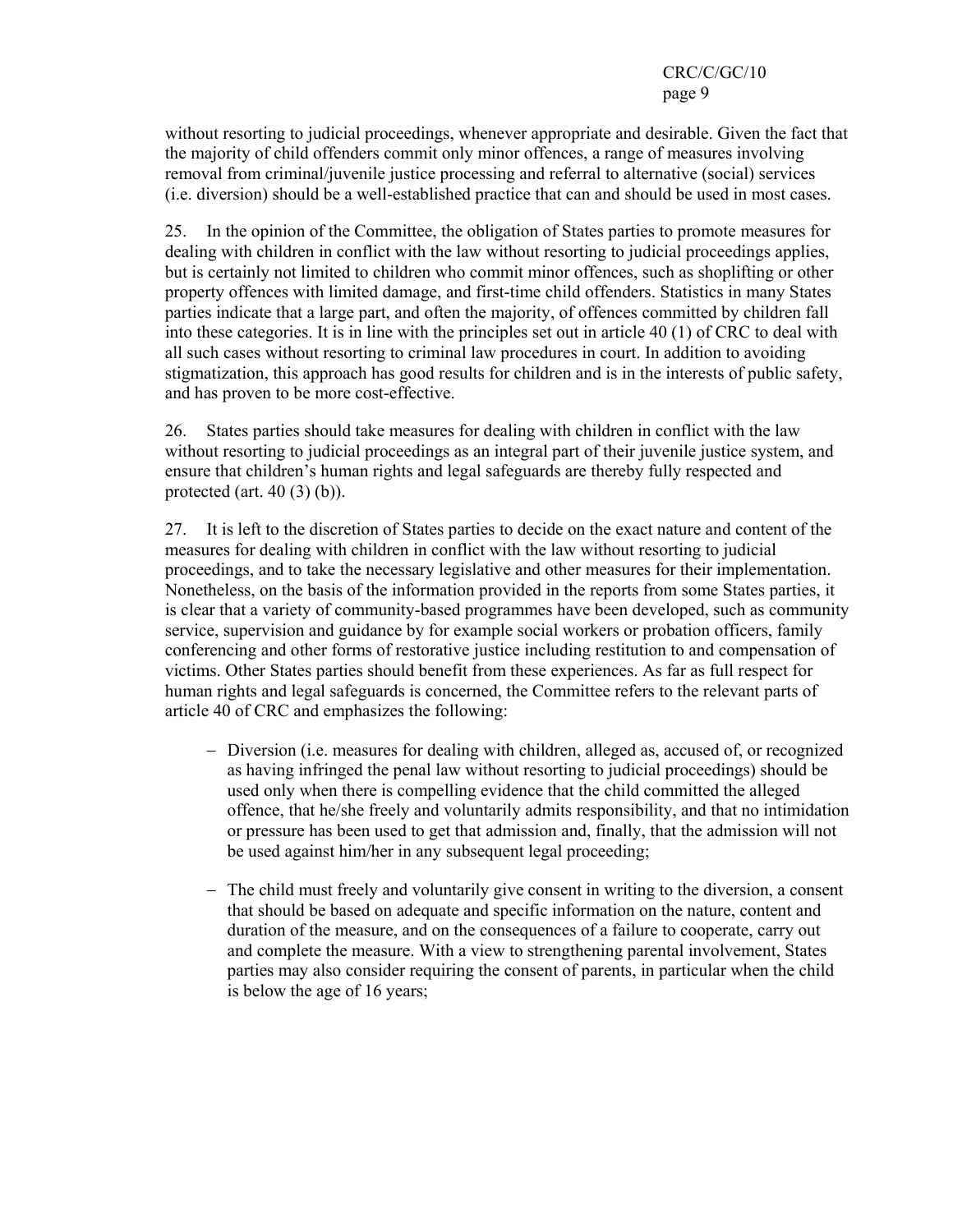without resorting to judicial proceedings, whenever appropriate and desirable. Given the fact that the majority of child offenders commit only minor offences, a range of measures involving removal from criminal/juvenile justice processing and referral to alternative (social) services (i.e. diversion) should be a well-established practice that can and should be used in most cases.

25. In the opinion of the Committee, the obligation of States parties to promote measures for dealing with children in conflict with the law without resorting to judicial proceedings applies, but is certainly not limited to children who commit minor offences, such as shoplifting or other property offences with limited damage, and first-time child offenders. Statistics in many States parties indicate that a large part, and often the majority, of offences committed by children fall into these categories. It is in line with the principles set out in article 40 (1) of CRC to deal with all such cases without resorting to criminal law procedures in court. In addition to avoiding stigmatization, this approach has good results for children and is in the interests of public safety, and has proven to be more cost-effective.

26. States parties should take measures for dealing with children in conflict with the law without resorting to judicial proceedings as an integral part of their juvenile justice system, and ensure that children's human rights and legal safeguards are thereby fully respected and protected (art. 40 (3) (b)).

27. It is left to the discretion of States parties to decide on the exact nature and content of the measures for dealing with children in conflict with the law without resorting to judicial proceedings, and to take the necessary legislative and other measures for their implementation. Nonetheless, on the basis of the information provided in the reports from some States parties, it is clear that a variety of community-based programmes have been developed, such as community service, supervision and guidance by for example social workers or probation officers, family conferencing and other forms of restorative justice including restitution to and compensation of victims. Other States parties should benefit from these experiences. As far as full respect for human rights and legal safeguards is concerned, the Committee refers to the relevant parts of article 40 of CRC and emphasizes the following:

- Diversion (i.e. measures for dealing with children, alleged as, accused of, or recognized as having infringed the penal law without resorting to judicial proceedings) should be used only when there is compelling evidence that the child committed the alleged offence, that he/she freely and voluntarily admits responsibility, and that no intimidation or pressure has been used to get that admission and, finally, that the admission will not be used against him/her in any subsequent legal proceeding;

- The child must freely and voluntarily give consent in writing to the diversion, a consent that should be based on adequate and specific information on the nature, content and duration of the measure, and on the consequences of a failure to cooperate, carry out and complete the measure. With a view to strengthening parental involvement, States parties may also consider requiring the consent of parents, in particular when the child is below the age of 16 years;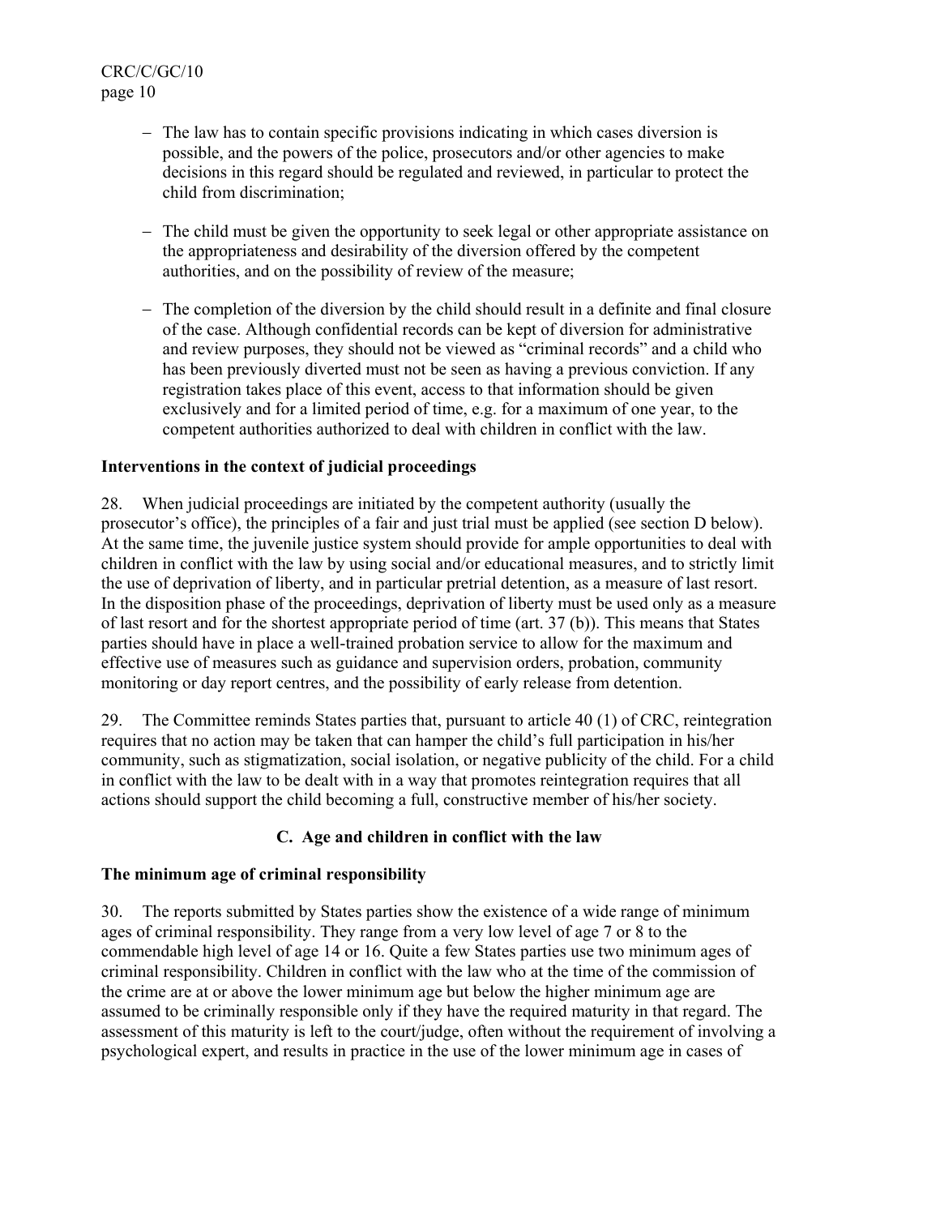- The law has to contain specific provisions indicating in which cases diversion is possible, and the powers of the police, prosecutors and/or other agencies to make decisions in this regard should be regulated and reviewed, in particular to protect the child from discrimination;

- The child must be given the opportunity to seek legal or other appropriate assistance on the appropriateness and desirability of the diversion offered by the competent authorities, and on the possibility of review of the measure;

- The completion of the diversion by the child should result in a definite and final closure of the case. Although confidential records can be kept of diversion for administrative and review purposes, they should not be viewed as "criminal records" and a child who has been previously diverted must not be seen as having a previous conviction. If any registration takes place of this event, access to that information should be given exclusively and for a limited period of time, e.g. for a maximum of one year, to the competent authorities authorized to deal with children in conflict with the law.

**Interventions in the context of judicial proceedings**

28. When judicial proceedings are initiated by the competent authority (usually the prosecutor's office), the principles of a fair and just trial must be applied (see section D below). At the same time, the juvenile justice system should provide for ample opportunities to deal with children in conflict with the law by using social and/or educational measures, and to strictly limit the use of deprivation of liberty, and in particular pretrial detention, as a measure of last resort. In the disposition phase of the proceedings, deprivation of liberty must be used only as a measure of last resort and for the shortest appropriate period of time (art. 37 (b)). This means that States parties should have in place a well-trained probation service to allow for the maximum and effective use of measures such as guidance and supervision orders, probation, community monitoring or day report centres, and the possibility of early release from detention.

29. The Committee reminds States parties that, pursuant to article 40 (1) of CRC, reintegration requires that no action may be taken that can hamper the child's full participation in his/her community, such as stigmatization, social isolation, or negative publicity of the child. For a child in conflict with the law to be dealt with in a way that promotes reintegration requires that all actions should support the child becoming a full, constructive member of his/her society.

## C. Age and children in conflict with the law

**The minimum age of criminal responsibility**

30. The reports submitted by States parties show the existence of a wide range of minimum ages of criminal responsibility. They range from a very low level of age 7 or 8 to the commendable high level of age 14 or 16. Quite a few States parties use two minimum ages of criminal responsibility. Children in conflict with the law who at the time of the commission of the crime are at or above the lower minimum age but below the higher minimum age are assumed to be criminally responsible only if they have the required maturity in that regard. The assessment of this maturity is left to the court/judge, often without the requirement of involving a psychological expert, and results in practice in the use of the lower minimum age in cases of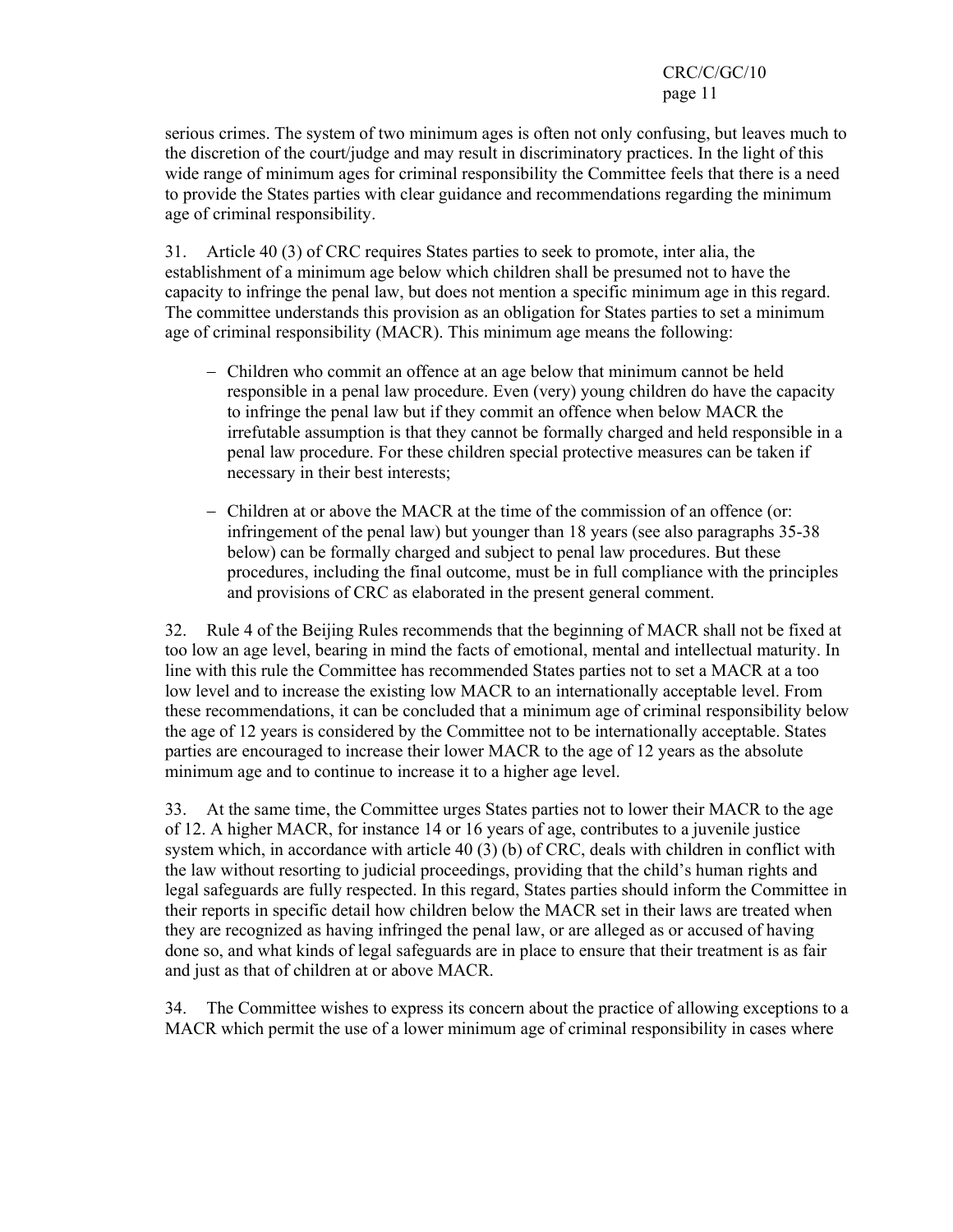serious crimes. The system of two minimum ages is often not only confusing, but leaves much to the discretion of the court/judge and may result in discriminatory practices. In the light of this wide range of minimum ages for criminal responsibility the Committee feels that there is a need to provide the States parties with clear guidance and recommendations regarding the minimum age of criminal responsibility.

31. Article 40 (3) of CRC requires States parties to seek to promote, inter alia, the establishment of a minimum age below which children shall be presumed not to have the capacity to infringe the penal law, but does not mention a specific minimum age in this regard. The committee understands this provision as an obligation for States parties to set a minimum age of criminal responsibility (MACR). This minimum age means the following:

- Children who commit an offence at an age below that minimum cannot be held responsible in a penal law procedure. Even (very) young children do have the capacity to infringe the penal law but if they commit an offence when below MACR the irrefutable assumption is that they cannot be formally charged and held responsible in a penal law procedure. For these children special protective measures can be taken if necessary in their best interests;

- Children at or above the MACR at the time of the commission of an offence (or: infringement of the penal law) but younger than 18 years (see also paragraphs 35-38 below) can be formally charged and subject to penal law procedures. But these procedures, including the final outcome, must be in full compliance with the principles and provisions of CRC as elaborated in the present general comment.

32. Rule 4 of the Beijing Rules recommends that the beginning of MACR shall not be fixed at too low an age level, bearing in mind the facts of emotional, mental and intellectual maturity. In line with this rule the Committee has recommended States parties not to set a MACR at a too low level and to increase the existing low MACR to an internationally acceptable level. From these recommendations, it can be concluded that a minimum age of criminal responsibility below the age of 12 years is considered by the Committee not to be internationally acceptable. States parties are encouraged to increase their lower MACR to the age of 12 years as the absolute minimum age and to continue to increase it to a higher age level.

33. At the same time, the Committee urges States parties not to lower their MACR to the age of 12. A higher MACR, for instance 14 or 16 years of age, contributes to a juvenile justice system which, in accordance with article 40 (3) (b) of CRC, deals with children in conflict with the law without resorting to judicial proceedings, providing that the child's human rights and legal safeguards are fully respected. In this regard, States parties should inform the Committee in their reports in specific detail how children below the MACR set in their laws are treated when they are recognized as having infringed the penal law, or are alleged as or accused of having done so, and what kinds of legal safeguards are in place to ensure that their treatment is as fair and just as that of children at or above MACR.

34. The Committee wishes to express its concern about the practice of allowing exceptions to a MACR which permit the use of a lower minimum age of criminal responsibility in cases where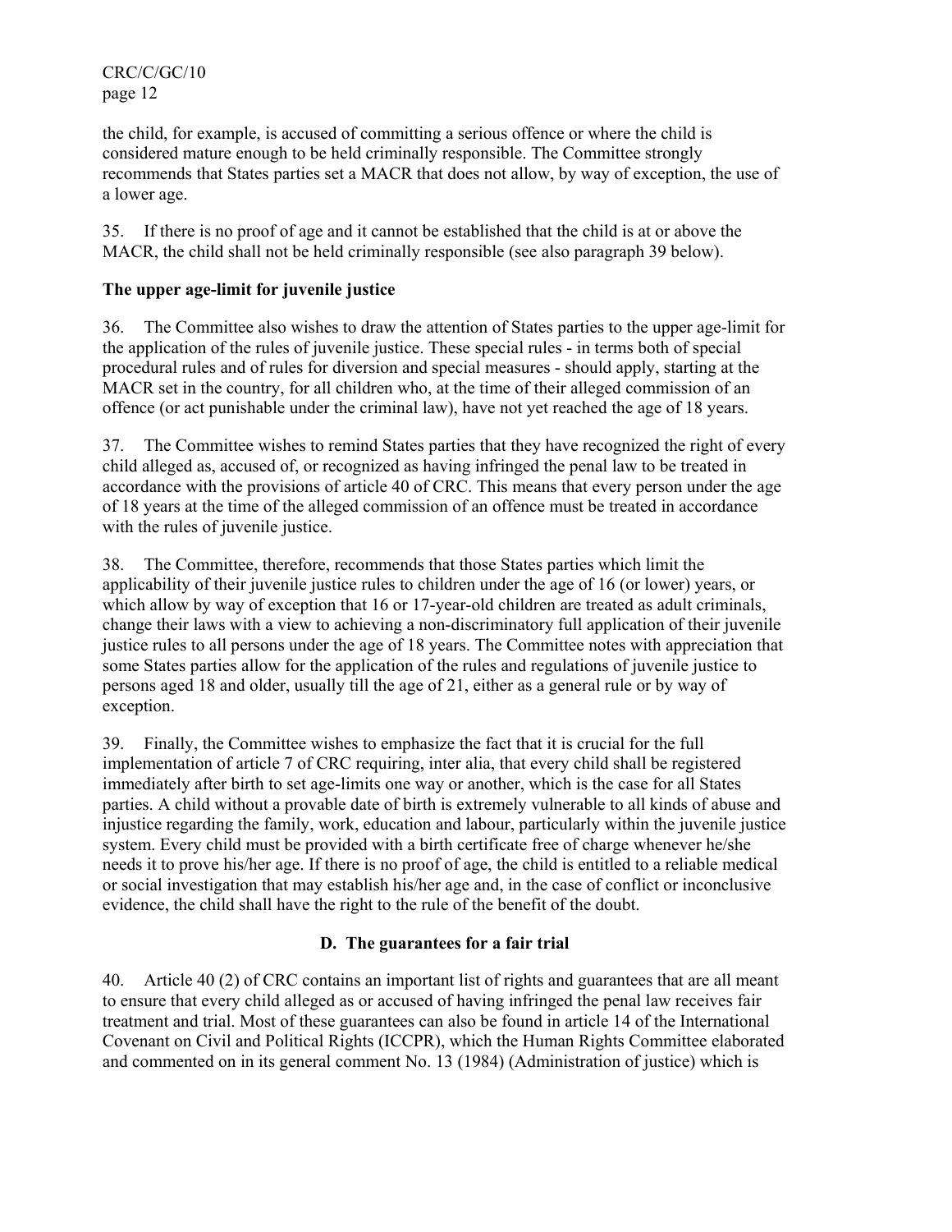the child, for example, is accused of committing a serious offence or where the child is considered mature enough to be held criminally responsible. The Committee strongly recommends that States parties set a MACR that does not allow, by way of exception, the use of a lower age.

35. If there is no proof of age and it cannot be established that the child is at or above the MACR, the child shall not be held criminally responsible (see also paragraph 39 below).

**The upper age-limit for juvenile justice**

36. The Committee also wishes to draw the attention of States parties to the upper age-limit for the application of the rules of juvenile justice. These special rules - in terms both of special procedural rules and of rules for diversion and special measures - should apply, starting at the MACR set in the country, for all children who, at the time of their alleged commission of an offence (or act punishable under the criminal law), have not yet reached the age of 18 years.

37. The Committee wishes to remind States parties that they have recognized the right of every child alleged as, accused of, or recognized as having infringed the penal law to be treated in accordance with the provisions of article 40 of CRC. This means that every person under the age of 18 years at the time of the alleged commission of an offence must be treated in accordance with the rules of juvenile justice.

38. The Committee, therefore, recommends that those States parties which limit the applicability of their juvenile justice rules to children under the age of 16 (or lower) years, or which allow by way of exception that 16 or 17-year-old children are treated as adult criminals, change their laws with a view to achieving a non-discriminatory full application of their juvenile justice rules to all persons under the age of 18 years. The Committee notes with appreciation that some States parties allow for the application of the rules and regulations of juvenile justice to persons aged 18 and older, usually till the age of 21, either as a general rule or by way of exception.

39. Finally, the Committee wishes to emphasize the fact that it is crucial for the full implementation of article 7 of CRC requiring, inter alia, that every child shall be registered immediately after birth to set age-limits one way or another, which is the case for all States parties. A child without a provable date of birth is extremely vulnerable to all kinds of abuse and injustice regarding the family, work, education and labour, particularly within the juvenile justice system. Every child must be provided with a birth certificate free of charge whenever he/she needs it to prove his/her age. If there is no proof of age, the child is entitled to a reliable medical or social investigation that may establish his/her age and, in the case of conflict or inconclusive evidence, the child shall have the right to the rule of the benefit of the doubt.

## D. The guarantees for a fair trial

40. Article 40 (2) of CRC contains an important list of rights and guarantees that are all meant to ensure that every child alleged as or accused of having infringed the penal law receives fair treatment and trial. Most of these guarantees can also be found in article 14 of the International Covenant on Civil and Political Rights (ICCPR), which the Human Rights Committee elaborated and commented on in its general comment No. 13 (1984) (Administration of justice) which is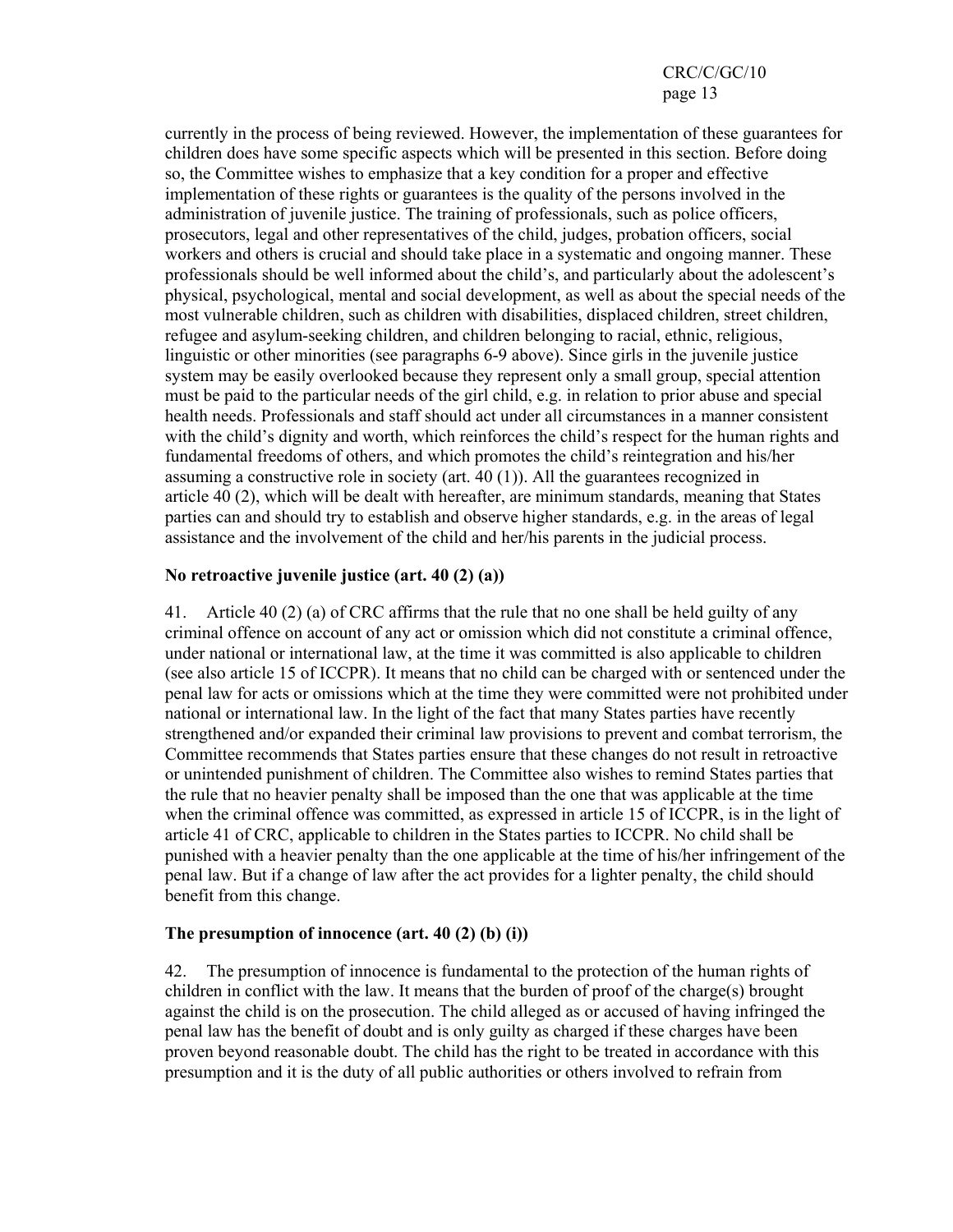currently in the process of being reviewed. However, the implementation of these guarantees for children does have some specific aspects which will be presented in this section. Before doing so, the Committee wishes to emphasize that a key condition for a proper and effective implementation of these rights or guarantees is the quality of the persons involved in the administration of juvenile justice. The training of professionals, such as police officers, prosecutors, legal and other representatives of the child, judges, probation officers, social workers and others is crucial and should take place in a systematic and ongoing manner. These professionals should be well informed about the child's, and particularly about the adolescent's physical, psychological, mental and social development, as well as about the special needs of the most vulnerable children, such as children with disabilities, displaced children, street children, refugee and asylum-seeking children, and children belonging to racial, ethnic, religious, linguistic or other minorities (see paragraphs 6-9 above). Since girls in the juvenile justice system may be easily overlooked because they represent only a small group, special attention must be paid to the particular needs of the girl child, e.g. in relation to prior abuse and special health needs. Professionals and staff should act under all circumstances in a manner consistent with the child's dignity and worth, which reinforces the child's respect for the human rights and fundamental freedoms of others, and which promotes the child's reintegration and his/her assuming a constructive role in society (art. 40 (1)). All the guarantees recognized in article 40 (2), which will be dealt with hereafter, are minimum standards, meaning that States parties can and should try to establish and observe higher standards, e.g. in the areas of legal assistance and the involvement of the child and her/his parents in the judicial process.

**No retroactive juvenile justice (art. 40 (2) (a))**

41. Article 40 (2) (a) of CRC affirms that the rule that no one shall be held guilty of any criminal offence on account of any act or omission which did not constitute a criminal offence, under national or international law, at the time it was committed is also applicable to children (see also article 15 of ICCPR). It means that no child can be charged with or sentenced under the penal law for acts or omissions which at the time they were committed were not prohibited under national or international law. In the light of the fact that many States parties have recently strengthened and/or expanded their criminal law provisions to prevent and combat terrorism, the Committee recommends that States parties ensure that these changes do not result in retroactive or unintended punishment of children. The Committee also wishes to remind States parties that the rule that no heavier penalty shall be imposed than the one that was applicable at the time when the criminal offence was committed, as expressed in article 15 of ICCPR, is in the light of article 41 of CRC, applicable to children in the States parties to ICCPR. No child shall be punished with a heavier penalty than the one applicable at the time of his/her infringement of the penal law. But if a change of law after the act provides for a lighter penalty, the child should benefit from this change.

**The presumption of innocence (art. 40 (2) (b) (i))**

42. The presumption of innocence is fundamental to the protection of the human rights of children in conflict with the law. It means that the burden of proof of the charge(s) brought against the child is on the prosecution. The child alleged as or accused of having infringed the penal law has the benefit of doubt and is only guilty as charged if these charges have been proven beyond reasonable doubt. The child has the right to be treated in accordance with this presumption and it is the duty of all public authorities or others involved to refrain from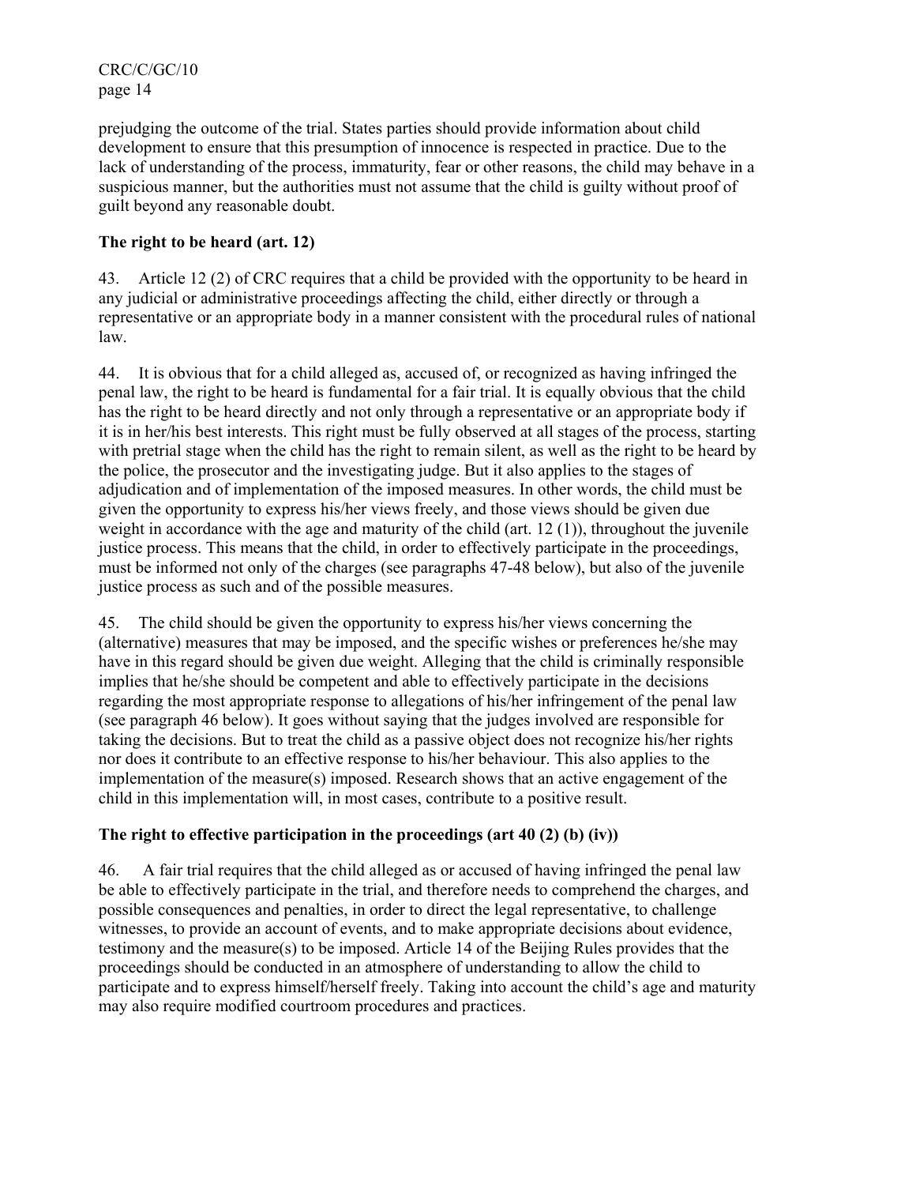prejudging the outcome of the trial. States parties should provide information about child development to ensure that this presumption of innocence is respected in practice. Due to the lack of understanding of the process, immaturity, fear or other reasons, the child may behave in a suspicious manner, but the authorities must not assume that the child is guilty without proof of guilt beyond any reasonable doubt.

**The right to be heard (art. 12)**

43. Article 12 (2) of CRC requires that a child be provided with the opportunity to be heard in any judicial or administrative proceedings affecting the child, either directly or through a representative or an appropriate body in a manner consistent with the procedural rules of national law.

44. It is obvious that for a child alleged as, accused of, or recognized as having infringed the penal law, the right to be heard is fundamental for a fair trial. It is equally obvious that the child has the right to be heard directly and not only through a representative or an appropriate body if it is in her/his best interests. This right must be fully observed at all stages of the process, starting with pretrial stage when the child has the right to remain silent, as well as the right to be heard by the police, the prosecutor and the investigating judge. But it also applies to the stages of adjudication and of implementation of the imposed measures. In other words, the child must be given the opportunity to express his/her views freely, and those views should be given due weight in accordance with the age and maturity of the child (art. 12 (1)), throughout the juvenile justice process. This means that the child, in order to effectively participate in the proceedings, must be informed not only of the charges (see paragraphs 47-48 below), but also of the juvenile justice process as such and of the possible measures.

45. The child should be given the opportunity to express his/her views concerning the (alternative) measures that may be imposed, and the specific wishes or preferences he/she may have in this regard should be given due weight. Alleging that the child is criminally responsible implies that he/she should be competent and able to effectively participate in the decisions regarding the most appropriate response to allegations of his/her infringement of the penal law (see paragraph 46 below). It goes without saying that the judges involved are responsible for taking the decisions. But to treat the child as a passive object does not recognize his/her rights nor does it contribute to an effective response to his/her behaviour. This also applies to the implementation of the measure(s) imposed. Research shows that an active engagement of the child in this implementation will, in most cases, contribute to a positive result.

**The right to effective participation in the proceedings (art 40 (2) (b) (iv))**

46. A fair trial requires that the child alleged as or accused of having infringed the penal law be able to effectively participate in the trial, and therefore needs to comprehend the charges, and possible consequences and penalties, in order to direct the legal representative, to challenge witnesses, to provide an account of events, and to make appropriate decisions about evidence, testimony and the measure(s) to be imposed. Article 14 of the Beijing Rules provides that the proceedings should be conducted in an atmosphere of understanding to allow the child to participate and to express himself/herself freely. Taking into account the child's age and maturity may also require modified courtroom procedures and practices.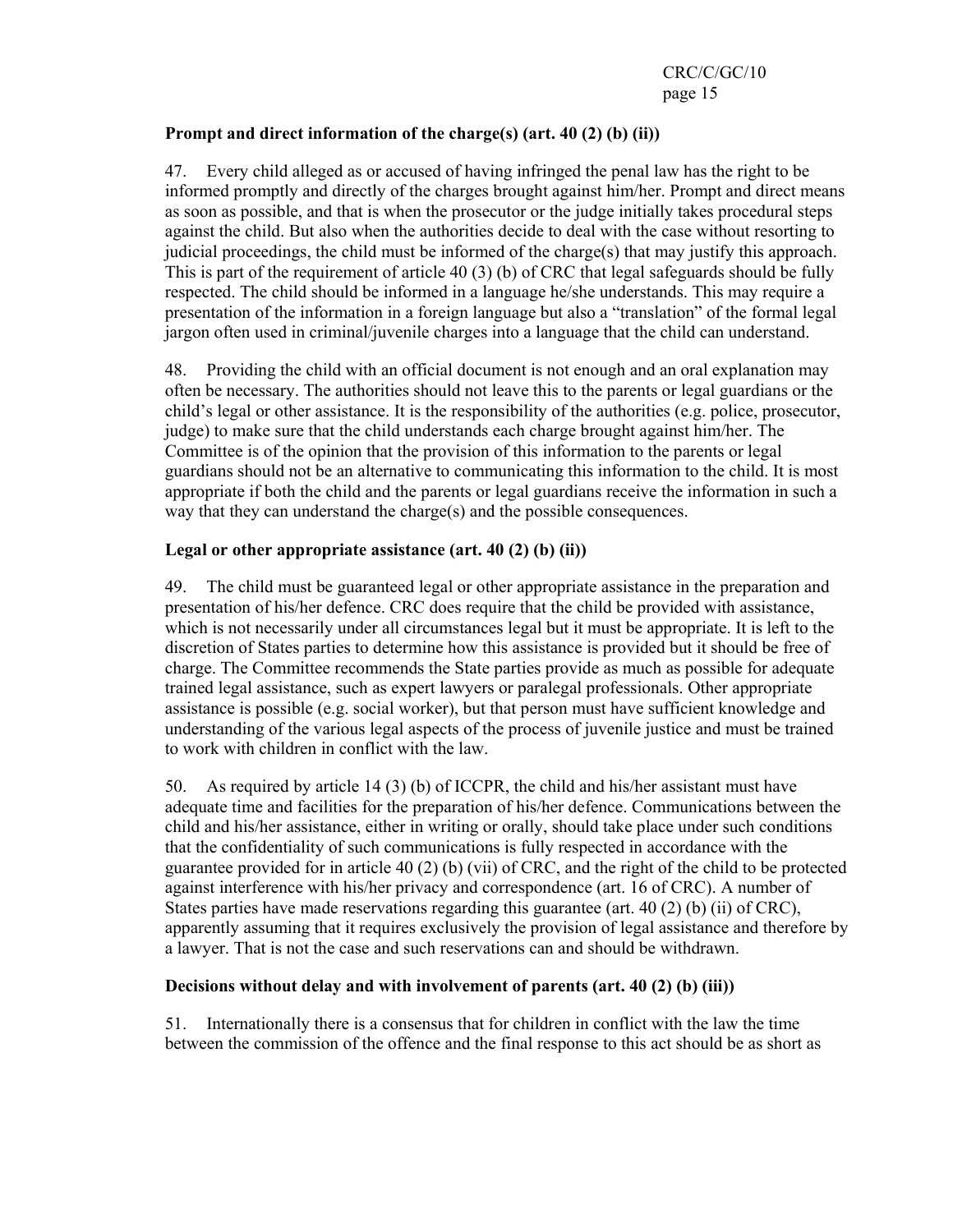**Prompt and direct information of the charge(s) (art. 40 (2) (b) (ii))**

47. Every child alleged as or accused of having infringed the penal law has the right to be informed promptly and directly of the charges brought against him/her. Prompt and direct means as soon as possible, and that is when the prosecutor or the judge initially takes procedural steps against the child. But also when the authorities decide to deal with the case without resorting to judicial proceedings, the child must be informed of the charge(s) that may justify this approach. This is part of the requirement of article 40 (3) (b) of CRC that legal safeguards should be fully respected. The child should be informed in a language he/she understands. This may require a presentation of the information in a foreign language but also a "translation" of the formal legal jargon often used in criminal/juvenile charges into a language that the child can understand.

48. Providing the child with an official document is not enough and an oral explanation may often be necessary. The authorities should not leave this to the parents or legal guardians or the child's legal or other assistance. It is the responsibility of the authorities (e.g. police, prosecutor, judge) to make sure that the child understands each charge brought against him/her. The Committee is of the opinion that the provision of this information to the parents or legal guardians should not be an alternative to communicating this information to the child. It is most appropriate if both the child and the parents or legal guardians receive the information in such a way that they can understand the charge(s) and the possible consequences.

**Legal or other appropriate assistance (art. 40 (2) (b) (ii))**

49. The child must be guaranteed legal or other appropriate assistance in the preparation and presentation of his/her defence. CRC does require that the child be provided with assistance, which is not necessarily under all circumstances legal but it must be appropriate. It is left to the discretion of States parties to determine how this assistance is provided but it should be free of charge. The Committee recommends the State parties provide as much as possible for adequate trained legal assistance, such as expert lawyers or paralegal professionals. Other appropriate assistance is possible (e.g. social worker), but that person must have sufficient knowledge and understanding of the various legal aspects of the process of juvenile justice and must be trained to work with children in conflict with the law.

50. As required by article 14 (3) (b) of ICCPR, the child and his/her assistant must have adequate time and facilities for the preparation of his/her defence. Communications between the child and his/her assistance, either in writing or orally, should take place under such conditions that the confidentiality of such communications is fully respected in accordance with the guarantee provided for in article 40 (2) (b) (vii) of CRC, and the right of the child to be protected against interference with his/her privacy and correspondence (art. 16 of CRC). A number of States parties have made reservations regarding this guarantee (art. 40 (2) (b) (ii) of CRC), apparently assuming that it requires exclusively the provision of legal assistance and therefore by a lawyer. That is not the case and such reservations can and should be withdrawn.

**Decisions without delay and with involvement of parents (art. 40 (2) (b) (iii))**

51. Internationally there is a consensus that for children in conflict with the law the time between the commission of the offence and the final response to this act should be as short as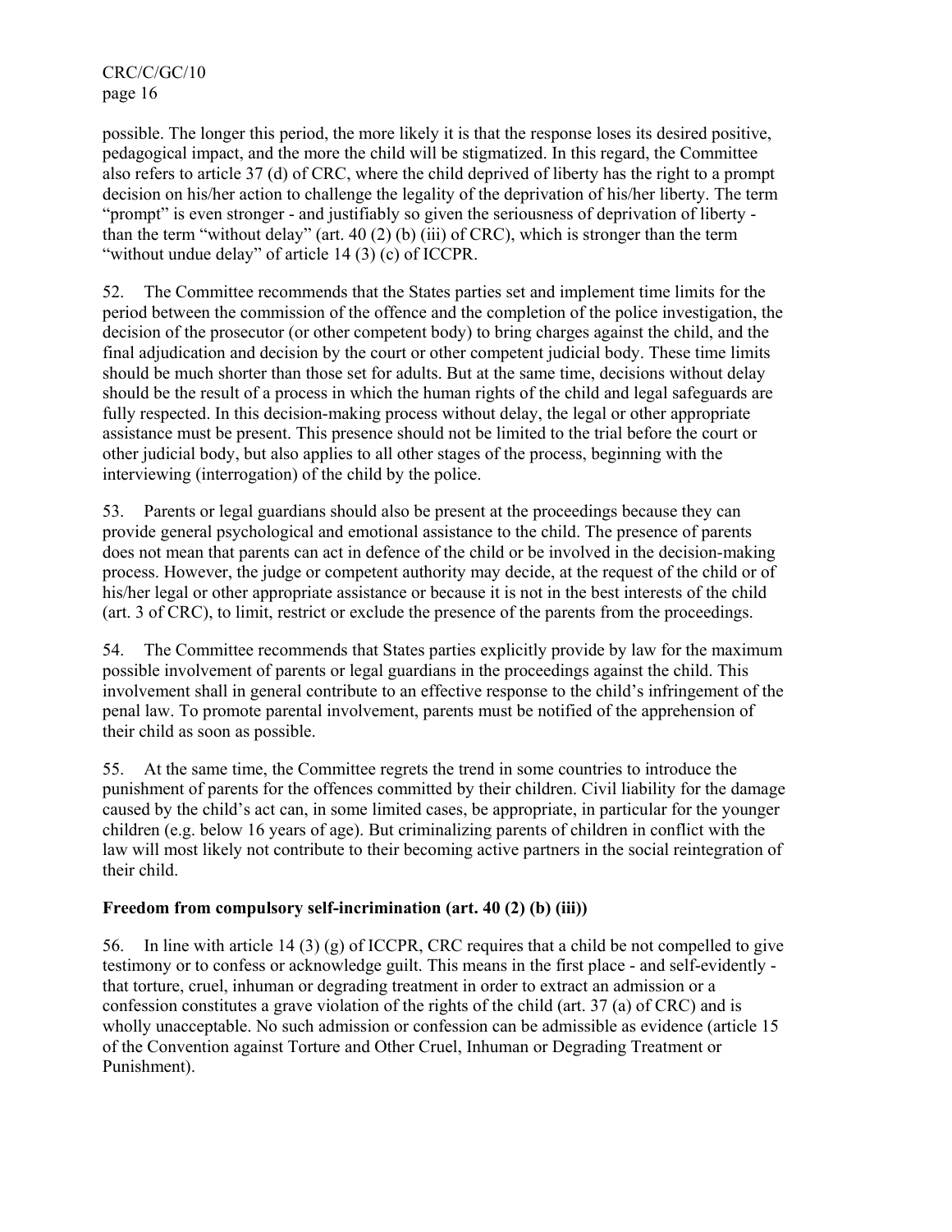possible. The longer this period, the more likely it is that the response loses its desired positive, pedagogical impact, and the more the child will be stigmatized. In this regard, the Committee also refers to article 37 (d) of CRC, where the child deprived of liberty has the right to a prompt decision on his/her action to challenge the legality of the deprivation of his/her liberty. The term "prompt" is even stronger - and justifiably so given the seriousness of deprivation of liberty - than the term "without delay" (art. 40 (2) (b) (iii) of CRC), which is stronger than the term "without undue delay" of article 14 (3) (c) of ICCPR.

52. The Committee recommends that the States parties set and implement time limits for the period between the commission of the offence and the completion of the police investigation, the decision of the prosecutor (or other competent body) to bring charges against the child, and the final adjudication and decision by the court or other competent judicial body. These time limits should be much shorter than those set for adults. But at the same time, decisions without delay should be the result of a process in which the human rights of the child and legal safeguards are fully respected. In this decision-making process without delay, the legal or other appropriate assistance must be present. This presence should not be limited to the trial before the court or other judicial body, but also applies to all other stages of the process, beginning with the interviewing (interrogation) of the child by the police.

53. Parents or legal guardians should also be present at the proceedings because they can provide general psychological and emotional assistance to the child. The presence of parents does not mean that parents can act in defence of the child or be involved in the decision-making process. However, the judge or competent authority may decide, at the request of the child or of his/her legal or other appropriate assistance or because it is not in the best interests of the child (art. 3 of CRC), to limit, restrict or exclude the presence of the parents from the proceedings.

54. The Committee recommends that States parties explicitly provide by law for the maximum possible involvement of parents or legal guardians in the proceedings against the child. This involvement shall in general contribute to an effective response to the child's infringement of the penal law. To promote parental involvement, parents must be notified of the apprehension of their child as soon as possible.

55. At the same time, the Committee regrets the trend in some countries to introduce the punishment of parents for the offences committed by their children. Civil liability for the damage caused by the child's act can, in some limited cases, be appropriate, in particular for the younger children (e.g. below 16 years of age). But criminalizing parents of children in conflict with the law will most likely not contribute to their becoming active partners in the social reintegration of their child.

### Freedom from compulsory self-incrimination (art. 40 (2) (b) (iii))

56. In line with article 14 (3) (g) of ICCPR, CRC requires that a child be not compelled to give testimony or to confess or acknowledge guilt. This means in the first place - and self-evidently - that torture, cruel, inhuman or degrading treatment in order to extract an admission or a confession constitutes a grave violation of the rights of the child (art. 37 (a) of CRC) and is wholly unacceptable. No such admission or confession can be admissible as evidence (article 15 of the Convention against Torture and Other Cruel, Inhuman or Degrading Treatment or Punishment).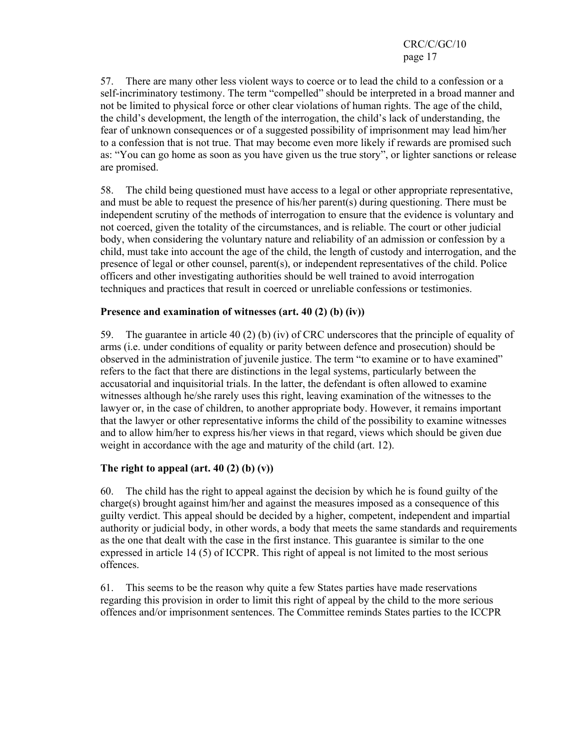57. There are many other less violent ways to coerce or to lead the child to a confession or a self-incriminatory testimony. The term "compelled" should be interpreted in a broad manner and not be limited to physical force or other clear violations of human rights. The age of the child, the child's development, the length of the interrogation, the child's lack of understanding, the fear of unknown consequences or of a suggested possibility of imprisonment may lead him/her to a confession that is not true. That may become even more likely if rewards are promised such as: "You can go home as soon as you have given us the true story", or lighter sanctions or release are promised.

58. The child being questioned must have access to a legal or other appropriate representative, and must be able to request the presence of his/her parent(s) during questioning. There must be independent scrutiny of the methods of interrogation to ensure that the evidence is voluntary and not coerced, given the totality of the circumstances, and is reliable. The court or other judicial body, when considering the voluntary nature and reliability of an admission or confession by a child, must take into account the age of the child, the length of custody and interrogation, and the presence of legal or other counsel, parent(s), or independent representatives of the child. Police officers and other investigating authorities should be well trained to avoid interrogation techniques and practices that result in coerced or unreliable confessions or testimonies.

### Presence and examination of witnesses (art. 40 (2) (b) (iv))

59. The guarantee in article 40 (2) (b) (iv) of CRC underscores that the principle of equality of arms (i.e. under conditions of equality or parity between defence and prosecution) should be observed in the administration of juvenile justice. The term "to examine or to have examined" refers to the fact that there are distinctions in the legal systems, particularly between the accusatorial and inquisitorial trials. In the latter, the defendant is often allowed to examine witnesses although he/she rarely uses this right, leaving examination of the witnesses to the lawyer or, in the case of children, to another appropriate body. However, it remains important that the lawyer or other representative informs the child of the possibility to examine witnesses and to allow him/her to express his/her views in that regard, views which should be given due weight in accordance with the age and maturity of the child (art. 12).

### The right to appeal (art. 40 (2) (b) (v))

60. The child has the right to appeal against the decision by which he is found guilty of the charge(s) brought against him/her and against the measures imposed as a consequence of this guilty verdict. This appeal should be decided by a higher, competent, independent and impartial authority or judicial body, in other words, a body that meets the same standards and requirements as the one that dealt with the case in the first instance. This guarantee is similar to the one expressed in article 14 (5) of ICCPR. This right of appeal is not limited to the most serious offences.

61. This seems to be the reason why quite a few States parties have made reservations regarding this provision in order to limit this right of appeal by the child to the more serious offences and/or imprisonment sentences. The Committee reminds States parties to the ICCPR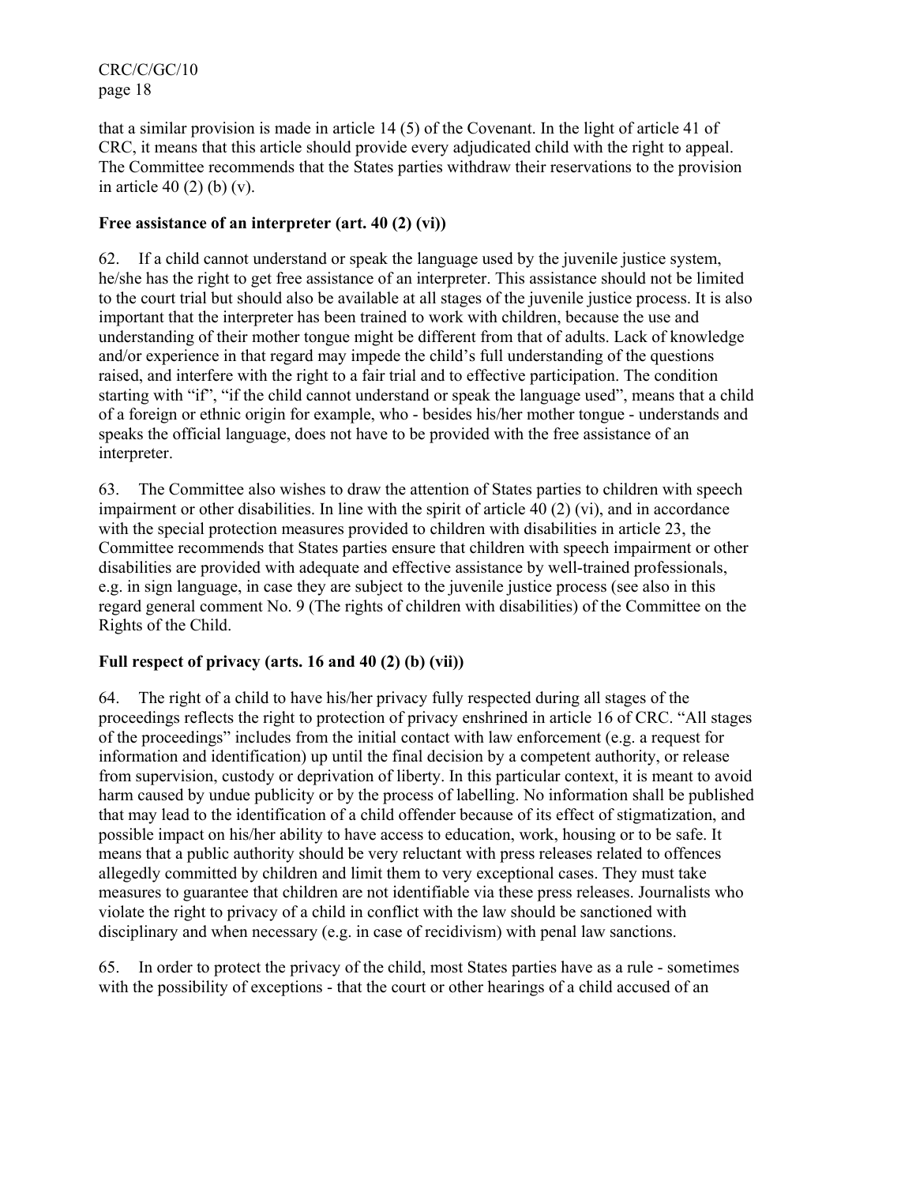that a similar provision is made in article 14 (5) of the Covenant. In the light of article 41 of CRC, it means that this article should provide every adjudicated child with the right to appeal. The Committee recommends that the States parties withdraw their reservations to the provision in article 40 (2) (b) (v).

**Free assistance of an interpreter (art. 40 (2) (vi))**

62. If a child cannot understand or speak the language used by the juvenile justice system, he/she has the right to get free assistance of an interpreter. This assistance should not be limited to the court trial but should also be available at all stages of the juvenile justice process. It is also important that the interpreter has been trained to work with children, because the use and understanding of their mother tongue might be different from that of adults. Lack of knowledge and/or experience in that regard may impede the child's full understanding of the questions raised, and interfere with the right to a fair trial and to effective participation. The condition starting with "if", "if the child cannot understand or speak the language used", means that a child of a foreign or ethnic origin for example, who - besides his/her mother tongue - understands and speaks the official language, does not have to be provided with the free assistance of an interpreter.

63. The Committee also wishes to draw the attention of States parties to children with speech impairment or other disabilities. In line with the spirit of article 40 (2) (vi), and in accordance with the special protection measures provided to children with disabilities in article 23, the Committee recommends that States parties ensure that children with speech impairment or other disabilities are provided with adequate and effective assistance by well-trained professionals, e.g. in sign language, in case they are subject to the juvenile justice process (see also in this regard general comment No. 9 (The rights of children with disabilities) of the Committee on the Rights of the Child.

**Full respect of privacy (arts. 16 and 40 (2) (b) (vii))**

64. The right of a child to have his/her privacy fully respected during all stages of the proceedings reflects the right to protection of privacy enshrined in article 16 of CRC. "All stages of the proceedings" includes from the initial contact with law enforcement (e.g. a request for information and identification) up until the final decision by a competent authority, or release from supervision, custody or deprivation of liberty. In this particular context, it is meant to avoid harm caused by undue publicity or by the process of labelling. No information shall be published that may lead to the identification of a child offender because of its effect of stigmatization, and possible impact on his/her ability to have access to education, work, housing or to be safe. It means that a public authority should be very reluctant with press releases related to offences allegedly committed by children and limit them to very exceptional cases. They must take measures to guarantee that children are not identifiable via these press releases. Journalists who violate the right to privacy of a child in conflict with the law should be sanctioned with disciplinary and when necessary (e.g. in case of recidivism) with penal law sanctions.

65. In order to protect the privacy of the child, most States parties have as a rule - sometimes with the possibility of exceptions - that the court or other hearings of a child accused of an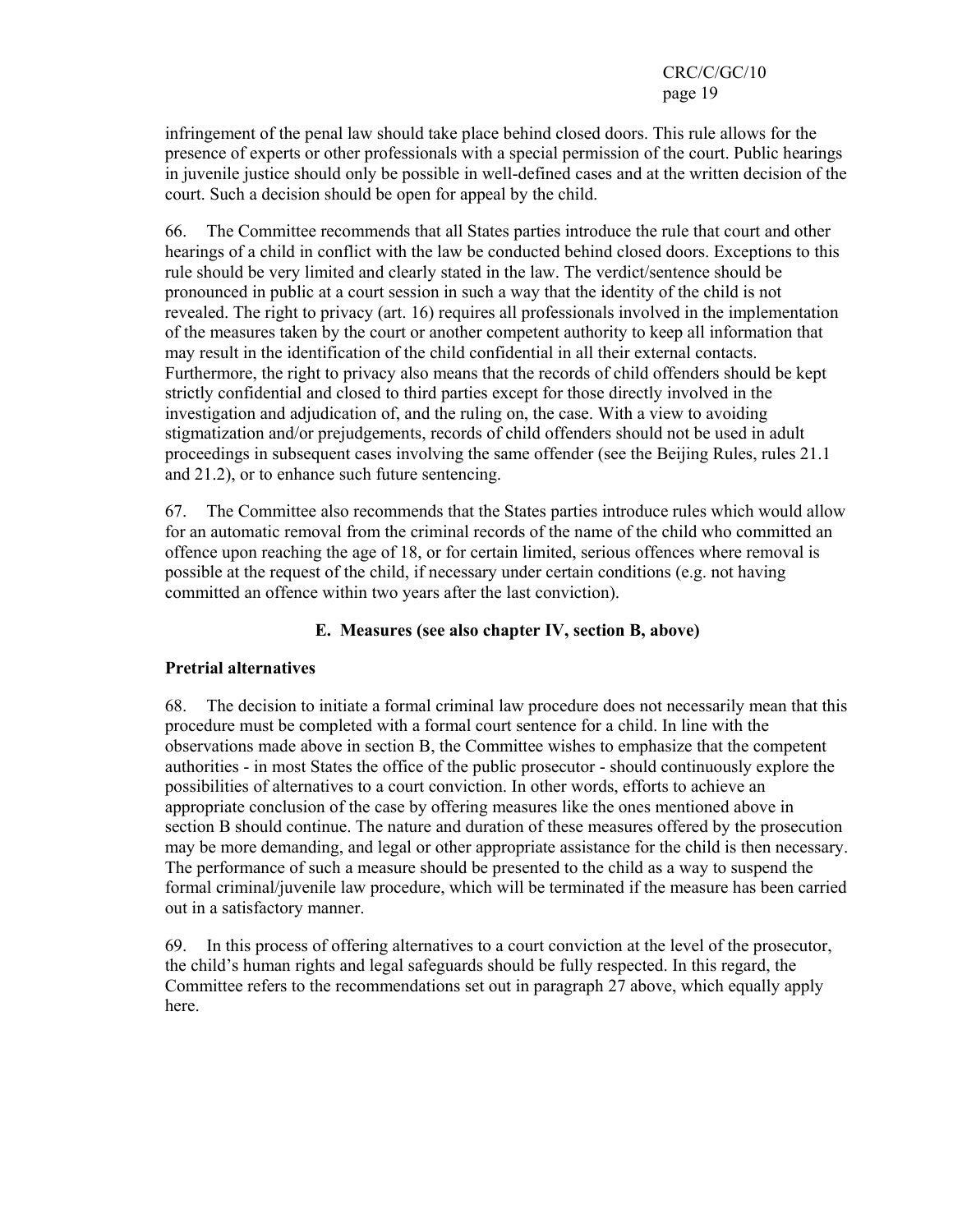infringement of the penal law should take place behind closed doors. This rule allows for the presence of experts or other professionals with a special permission of the court. Public hearings in juvenile justice should only be possible in well-defined cases and at the written decision of the court. Such a decision should be open for appeal by the child.

66. The Committee recommends that all States parties introduce the rule that court and other hearings of a child in conflict with the law be conducted behind closed doors. Exceptions to this rule should be very limited and clearly stated in the law. The verdict/sentence should be pronounced in public at a court session in such a way that the identity of the child is not revealed. The right to privacy (art. 16) requires all professionals involved in the implementation of the measures taken by the court or another competent authority to keep all information that may result in the identification of the child confidential in all their external contacts. Furthermore, the right to privacy also means that the records of child offenders should be kept strictly confidential and closed to third parties except for those directly involved in the investigation and adjudication of, and the ruling on, the case. With a view to avoiding stigmatization and/or prejudgements, records of child offenders should not be used in adult proceedings in subsequent cases involving the same offender (see the Beijing Rules, rules 21.1 and 21.2), or to enhance such future sentencing.

67. The Committee also recommends that the States parties introduce rules which would allow for an automatic removal from the criminal records of the name of the child who committed an offence upon reaching the age of 18, or for certain limited, serious offences where removal is possible at the request of the child, if necessary under certain conditions (e.g. not having committed an offence within two years after the last conviction).

### E. Measures (see also chapter IV, section B, above)

#### Pretrial alternatives

68. The decision to initiate a formal criminal law procedure does not necessarily mean that this procedure must be completed with a formal court sentence for a child. In line with the observations made above in section B, the Committee wishes to emphasize that the competent authorities - in most States the office of the public prosecutor - should continuously explore the possibilities of alternatives to a court conviction. In other words, efforts to achieve an appropriate conclusion of the case by offering measures like the ones mentioned above in section B should continue. The nature and duration of these measures offered by the prosecution may be more demanding, and legal or other appropriate assistance for the child is then necessary. The performance of such a measure should be presented to the child as a way to suspend the formal criminal/juvenile law procedure, which will be terminated if the measure has been carried out in a satisfactory manner.

69. In this process of offering alternatives to a court conviction at the level of the prosecutor, the child's human rights and legal safeguards should be fully respected. In this regard, the Committee refers to the recommendations set out in paragraph 27 above, which equally apply here.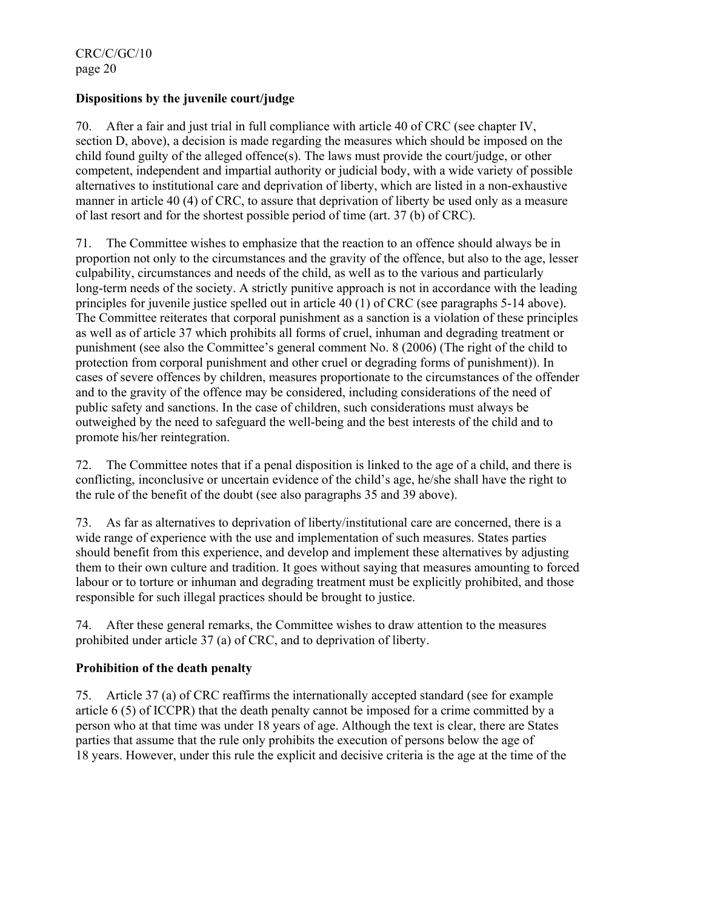**Dispositions by the juvenile court/judge**

70. After a fair and just trial in full compliance with article 40 of CRC (see chapter IV, section D, above), a decision is made regarding the measures which should be imposed on the child found guilty of the alleged offence(s). The laws must provide the court/judge, or other competent, independent and impartial authority or judicial body, with a wide variety of possible alternatives to institutional care and deprivation of liberty, which are listed in a non-exhaustive manner in article 40 (4) of CRC, to assure that deprivation of liberty be used only as a measure of last resort and for the shortest possible period of time (art. 37 (b) of CRC).

71. The Committee wishes to emphasize that the reaction to an offence should always be in proportion not only to the circumstances and the gravity of the offence, but also to the age, lesser culpability, circumstances and needs of the child, as well as to the various and particularly long-term needs of the society. A strictly punitive approach is not in accordance with the leading principles for juvenile justice spelled out in article 40 (1) of CRC (see paragraphs 5-14 above). The Committee reiterates that corporal punishment as a sanction is a violation of these principles as well as of article 37 which prohibits all forms of cruel, inhuman and degrading treatment or punishment (see also the Committee's general comment No. 8 (2006) (The right of the child to protection from corporal punishment and other cruel or degrading forms of punishment)). In cases of severe offences by children, measures proportionate to the circumstances of the offender and to the gravity of the offence may be considered, including considerations of the need of public safety and sanctions. In the case of children, such considerations must always be outweighed by the need to safeguard the well-being and the best interests of the child and to promote his/her reintegration.

72. The Committee notes that if a penal disposition is linked to the age of a child, and there is conflicting, inconclusive or uncertain evidence of the child's age, he/she shall have the right to the rule of the benefit of the doubt (see also paragraphs 35 and 39 above).

73. As far as alternatives to deprivation of liberty/institutional care are concerned, there is a wide range of experience with the use and implementation of such measures. States parties should benefit from this experience, and develop and implement these alternatives by adjusting them to their own culture and tradition. It goes without saying that measures amounting to forced labour or to torture or inhuman and degrading treatment must be explicitly prohibited, and those responsible for such illegal practices should be brought to justice.

74. After these general remarks, the Committee wishes to draw attention to the measures prohibited under article 37 (a) of CRC, and to deprivation of liberty.

**Prohibition of the death penalty**

75. Article 37 (a) of CRC reaffirms the internationally accepted standard (see for example article 6 (5) of ICCPR) that the death penalty cannot be imposed for a crime committed by a person who at that time was under 18 years of age. Although the text is clear, there are States parties that assume that the rule only prohibits the execution of persons below the age of 18 years. However, under this rule the explicit and decisive criteria is the age at the time of the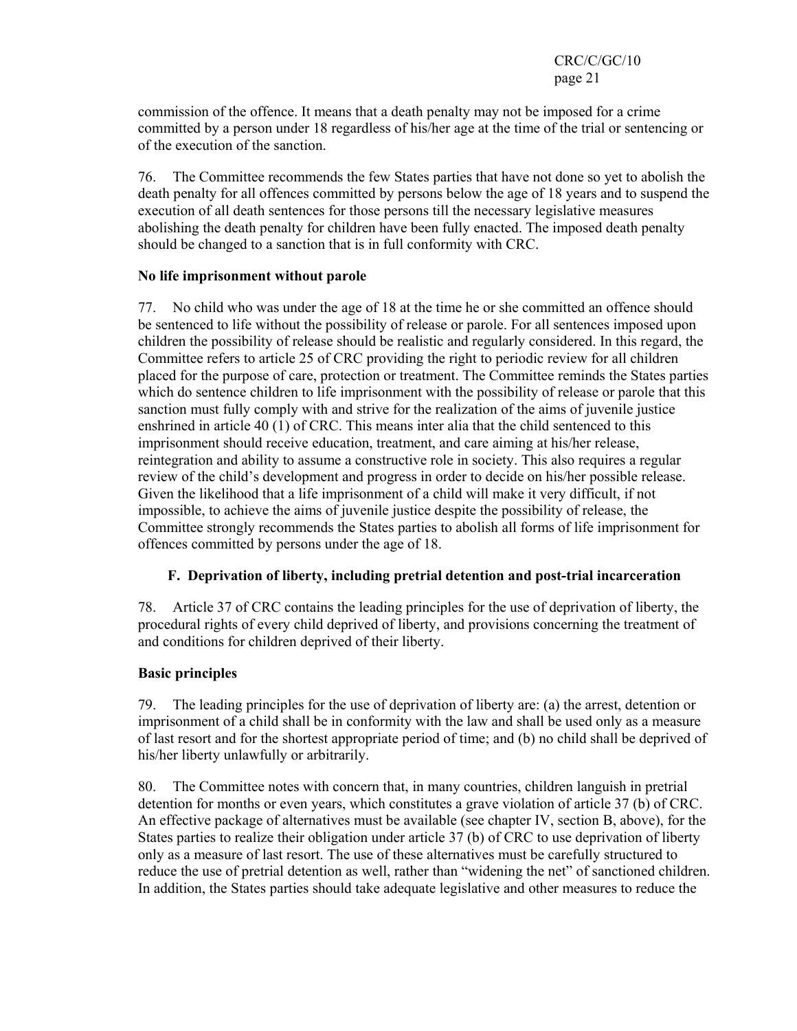commission of the offence. It means that a death penalty may not be imposed for a crime committed by a person under 18 regardless of his/her age at the time of the trial or sentencing or of the execution of the sanction.

76. The Committee recommends the few States parties that have not done so yet to abolish the death penalty for all offences committed by persons below the age of 18 years and to suspend the execution of all death sentences for those persons till the necessary legislative measures abolishing the death penalty for children have been fully enacted. The imposed death penalty should be changed to a sanction that is in full conformity with CRC.

**No life imprisonment without parole**

77. No child who was under the age of 18 at the time he or she committed an offence should be sentenced to life without the possibility of release or parole. For all sentences imposed upon children the possibility of release should be realistic and regularly considered. In this regard, the Committee refers to article 25 of CRC providing the right to periodic review for all children placed for the purpose of care, protection or treatment. The Committee reminds the States parties which do sentence children to life imprisonment with the possibility of release or parole that this sanction must fully comply with and strive for the realization of the aims of juvenile justice enshrined in article 40 (1) of CRC. This means inter alia that the child sentenced to this imprisonment should receive education, treatment, and care aiming at his/her release, reintegration and ability to assume a constructive role in society. This also requires a regular review of the child's development and progress in order to decide on his/her possible release. Given the likelihood that a life imprisonment of a child will make it very difficult, if not impossible, to achieve the aims of juvenile justice despite the possibility of release, the Committee strongly recommends the States parties to abolish all forms of life imprisonment for offences committed by persons under the age of 18.

## F. Deprivation of liberty, including pretrial detention and post-trial incarceration

78. Article 37 of CRC contains the leading principles for the use of deprivation of liberty, the procedural rights of every child deprived of liberty, and provisions concerning the treatment of and conditions for children deprived of their liberty.

**Basic principles**

79. The leading principles for the use of deprivation of liberty are: (a) the arrest, detention or imprisonment of a child shall be in conformity with the law and shall be used only as a measure of last resort and for the shortest appropriate period of time; and (b) no child shall be deprived of his/her liberty unlawfully or arbitrarily.

80. The Committee notes with concern that, in many countries, children languish in pretrial detention for months or even years, which constitutes a grave violation of article 37 (b) of CRC. An effective package of alternatives must be available (see chapter IV, section B, above), for the States parties to realize their obligation under article 37 (b) of CRC to use deprivation of liberty only as a measure of last resort. The use of these alternatives must be carefully structured to reduce the use of pretrial detention as well, rather than "widening the net" of sanctioned children. In addition, the States parties should take adequate legislative and other measures to reduce the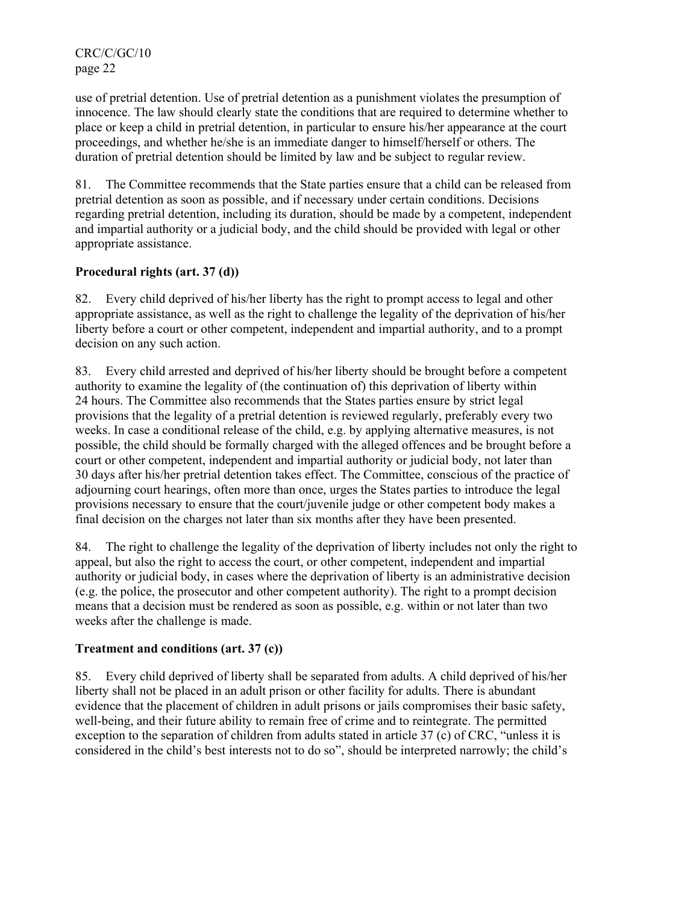use of pretrial detention. Use of pretrial detention as a punishment violates the presumption of innocence. The law should clearly state the conditions that are required to determine whether to place or keep a child in pretrial detention, in particular to ensure his/her appearance at the court proceedings, and whether he/she is an immediate danger to himself/herself or others. The duration of pretrial detention should be limited by law and be subject to regular review.

81. The Committee recommends that the State parties ensure that a child can be released from pretrial detention as soon as possible, and if necessary under certain conditions. Decisions regarding pretrial detention, including its duration, should be made by a competent, independent and impartial authority or a judicial body, and the child should be provided with legal or other appropriate assistance.

**Procedural rights (art. 37 (d))**

82. Every child deprived of his/her liberty has the right to prompt access to legal and other appropriate assistance, as well as the right to challenge the legality of the deprivation of his/her liberty before a court or other competent, independent and impartial authority, and to a prompt decision on any such action.

83. Every child arrested and deprived of his/her liberty should be brought before a competent authority to examine the legality of (the continuation of) this deprivation of liberty within 24 hours. The Committee also recommends that the States parties ensure by strict legal provisions that the legality of a pretrial detention is reviewed regularly, preferably every two weeks. In case a conditional release of the child, e.g. by applying alternative measures, is not possible, the child should be formally charged with the alleged offences and be brought before a court or other competent, independent and impartial authority or judicial body, not later than 30 days after his/her pretrial detention takes effect. The Committee, conscious of the practice of adjourning court hearings, often more than once, urges the States parties to introduce the legal provisions necessary to ensure that the court/juvenile judge or other competent body makes a final decision on the charges not later than six months after they have been presented.

84. The right to challenge the legality of the deprivation of liberty includes not only the right to appeal, but also the right to access the court, or other competent, independent and impartial authority or judicial body, in cases where the deprivation of liberty is an administrative decision (e.g. the police, the prosecutor and other competent authority). The right to a prompt decision means that a decision must be rendered as soon as possible, e.g. within or not later than two weeks after the challenge is made.

**Treatment and conditions (art. 37 (c))**

85. Every child deprived of liberty shall be separated from adults. A child deprived of his/her liberty shall not be placed in an adult prison or other facility for adults. There is abundant evidence that the placement of children in adult prisons or jails compromises their basic safety, well-being, and their future ability to remain free of crime and to reintegrate. The permitted exception to the separation of children from adults stated in article 37 (c) of CRC, "unless it is considered in the child's best interests not to do so", should be interpreted narrowly; the child's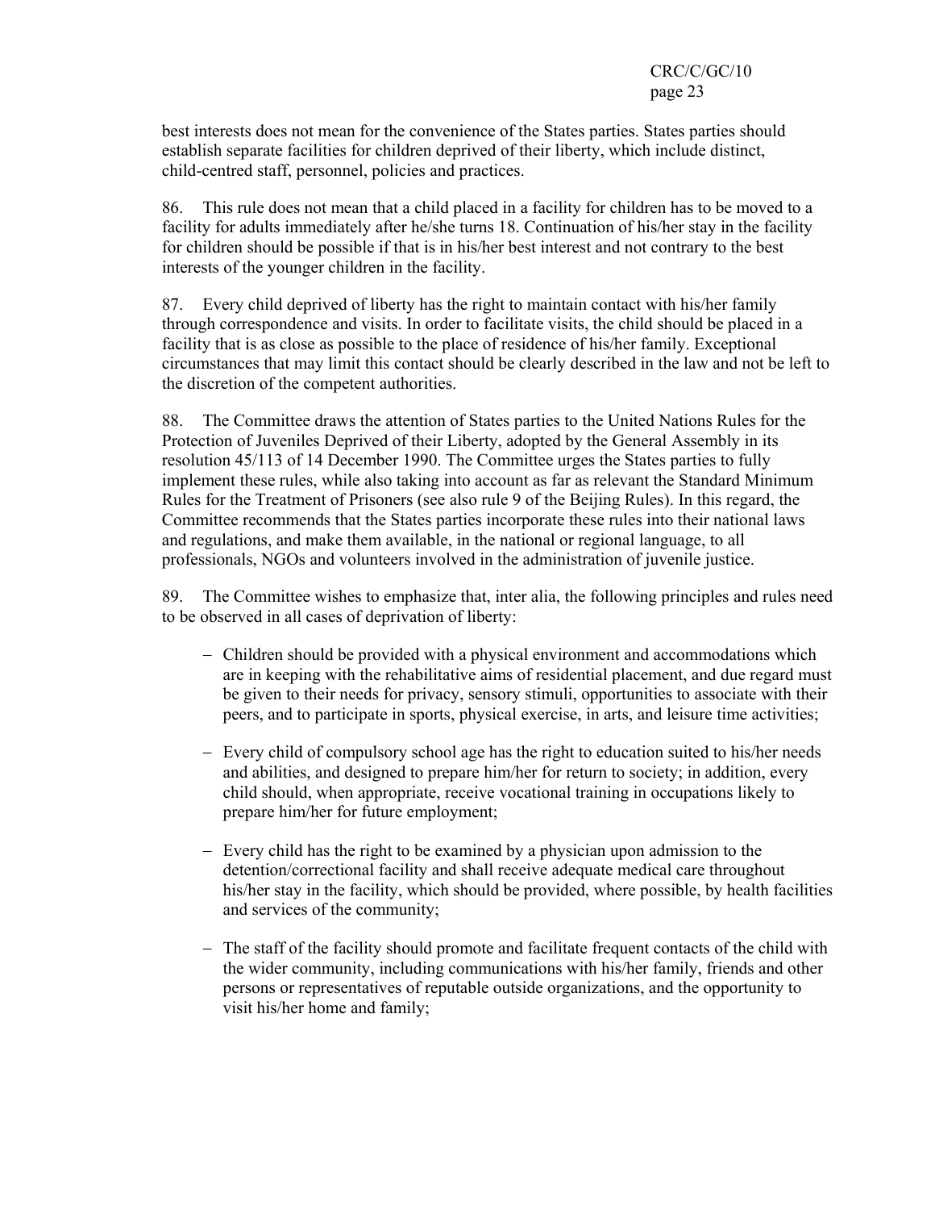best interests does not mean for the convenience of the States parties. States parties should establish separate facilities for children deprived of their liberty, which include distinct, child-centred staff, personnel, policies and practices.

86. This rule does not mean that a child placed in a facility for children has to be moved to a facility for adults immediately after he/she turns 18. Continuation of his/her stay in the facility for children should be possible if that is in his/her best interest and not contrary to the best interests of the younger children in the facility.

87. Every child deprived of liberty has the right to maintain contact with his/her family through correspondence and visits. In order to facilitate visits, the child should be placed in a facility that is as close as possible to the place of residence of his/her family. Exceptional circumstances that may limit this contact should be clearly described in the law and not be left to the discretion of the competent authorities.

88. The Committee draws the attention of States parties to the United Nations Rules for the Protection of Juveniles Deprived of their Liberty, adopted by the General Assembly in its resolution 45/113 of 14 December 1990. The Committee urges the States parties to fully implement these rules, while also taking into account as far as relevant the Standard Minimum Rules for the Treatment of Prisoners (see also rule 9 of the Beijing Rules). In this regard, the Committee recommends that the States parties incorporate these rules into their national laws and regulations, and make them available, in the national or regional language, to all professionals, NGOs and volunteers involved in the administration of juvenile justice.

89. The Committee wishes to emphasize that, inter alia, the following principles and rules need to be observed in all cases of deprivation of liberty:

- Children should be provided with a physical environment and accommodations which are in keeping with the rehabilitative aims of residential placement, and due regard must be given to their needs for privacy, sensory stimuli, opportunities to associate with their peers, and to participate in sports, physical exercise, in arts, and leisure time activities;

- Every child of compulsory school age has the right to education suited to his/her needs and abilities, and designed to prepare him/her for return to society; in addition, every child should, when appropriate, receive vocational training in occupations likely to prepare him/her for future employment;

- Every child has the right to be examined by a physician upon admission to the detention/correctional facility and shall receive adequate medical care throughout his/her stay in the facility, which should be provided, where possible, by health facilities and services of the community;

- The staff of the facility should promote and facilitate frequent contacts of the child with the wider community, including communications with his/her family, friends and other persons or representatives of reputable outside organizations, and the opportunity to visit his/her home and family;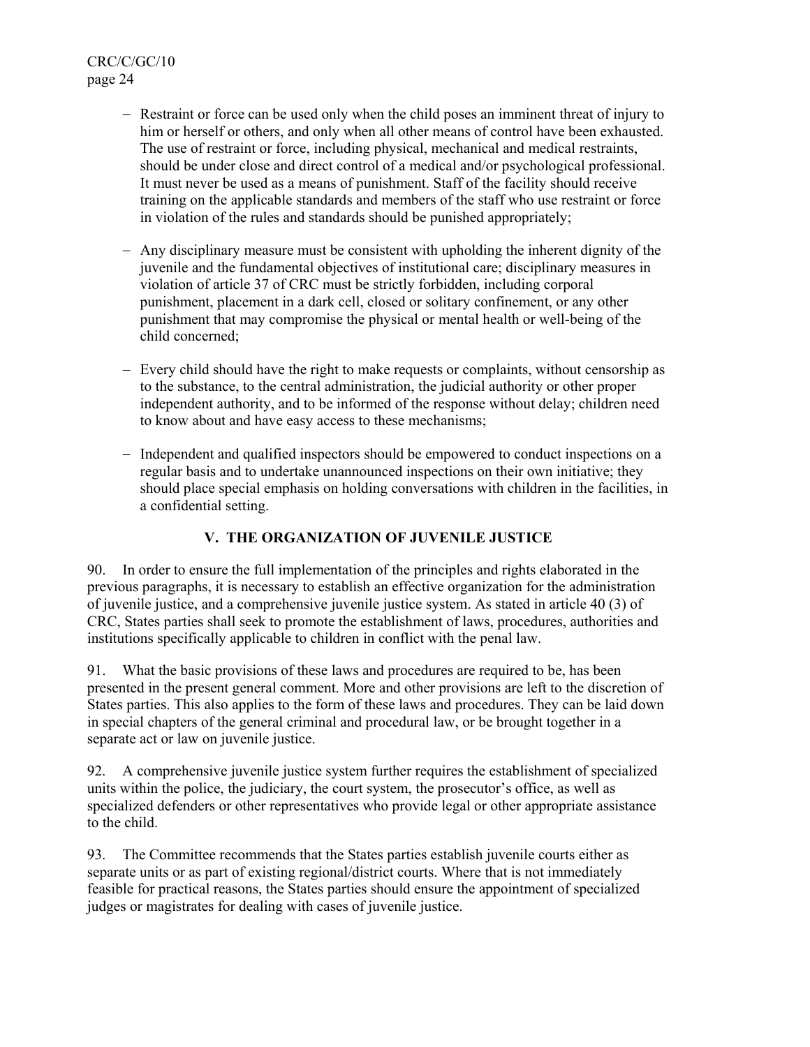- Restraint or force can be used only when the child poses an imminent threat of injury to him or herself or others, and only when all other means of control have been exhausted. The use of restraint or force, including physical, mechanical and medical restraints, should be under close and direct control of a medical and/or psychological professional. It must never be used as a means of punishment. Staff of the facility should receive training on the applicable standards and members of the staff who use restraint or force in violation of the rules and standards should be punished appropriately;

- Any disciplinary measure must be consistent with upholding the inherent dignity of the juvenile and the fundamental objectives of institutional care; disciplinary measures in violation of article 37 of CRC must be strictly forbidden, including corporal punishment, placement in a dark cell, closed or solitary confinement, or any other punishment that may compromise the physical or mental health or well-being of the child concerned;

- Every child should have the right to make requests or complaints, without censorship as to the substance, to the central administration, the judicial authority or other proper independent authority, and to be informed of the response without delay; children need to know about and have easy access to these mechanisms;

- Independent and qualified inspectors should be empowered to conduct inspections on a regular basis and to undertake unannounced inspections on their own initiative; they should place special emphasis on holding conversations with children in the facilities, in a confidential setting.

## V. THE ORGANIZATION OF JUVENILE JUSTICE

90. In order to ensure the full implementation of the principles and rights elaborated in the previous paragraphs, it is necessary to establish an effective organization for the administration of juvenile justice, and a comprehensive juvenile justice system. As stated in article 40 (3) of CRC, States parties shall seek to promote the establishment of laws, procedures, authorities and institutions specifically applicable to children in conflict with the penal law.

91. What the basic provisions of these laws and procedures are required to be, has been presented in the present general comment. More and other provisions are left to the discretion of States parties. This also applies to the form of these laws and procedures. They can be laid down in special chapters of the general criminal and procedural law, or be brought together in a separate act or law on juvenile justice.

92. A comprehensive juvenile justice system further requires the establishment of specialized units within the police, the judiciary, the court system, the prosecutor's office, as well as specialized defenders or other representatives who provide legal or other appropriate assistance to the child.

93. The Committee recommends that the States parties establish juvenile courts either as separate units or as part of existing regional/district courts. Where that is not immediately feasible for practical reasons, the States parties should ensure the appointment of specialized judges or magistrates for dealing with cases of juvenile justice.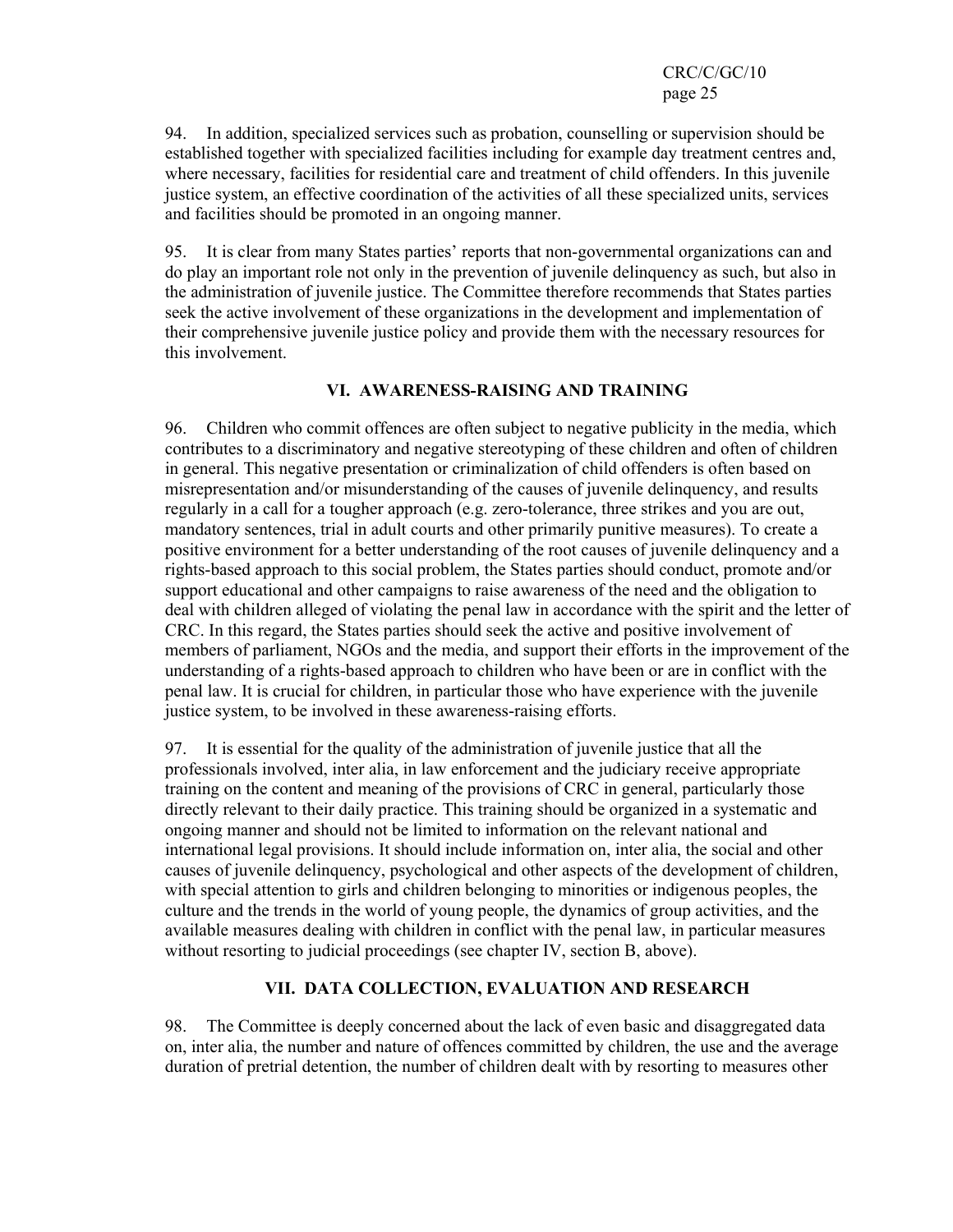94. In addition, specialized services such as probation, counselling or supervision should be established together with specialized facilities including for example day treatment centres and, where necessary, facilities for residential care and treatment of child offenders. In this juvenile justice system, an effective coordination of the activities of all these specialized units, services and facilities should be promoted in an ongoing manner.

95. It is clear from many States parties' reports that non-governmental organizations can and do play an important role not only in the prevention of juvenile delinquency as such, but also in the administration of juvenile justice. The Committee therefore recommends that States parties seek the active involvement of these organizations in the development and implementation of their comprehensive juvenile justice policy and provide them with the necessary resources for this involvement.

## VI. AWARENESS-RAISING AND TRAINING

96. Children who commit offences are often subject to negative publicity in the media, which contributes to a discriminatory and negative stereotyping of these children and often of children in general. This negative presentation or criminalization of child offenders is often based on misrepresentation and/or misunderstanding of the causes of juvenile delinquency, and results regularly in a call for a tougher approach (e.g. zero-tolerance, three strikes and you are out, mandatory sentences, trial in adult courts and other primarily punitive measures). To create a positive environment for a better understanding of the root causes of juvenile delinquency and a rights-based approach to this social problem, the States parties should conduct, promote and/or support educational and other campaigns to raise awareness of the need and the obligation to deal with children alleged of violating the penal law in accordance with the spirit and the letter of CRC. In this regard, the States parties should seek the active and positive involvement of members of parliament, NGOs and the media, and support their efforts in the improvement of the understanding of a rights-based approach to children who have been or are in conflict with the penal law. It is crucial for children, in particular those who have experience with the juvenile justice system, to be involved in these awareness-raising efforts.

97. It is essential for the quality of the administration of juvenile justice that all the professionals involved, inter alia, in law enforcement and the judiciary receive appropriate training on the content and meaning of the provisions of CRC in general, particularly those directly relevant to their daily practice. This training should be organized in a systematic and ongoing manner and should not be limited to information on the relevant national and international legal provisions. It should include information on, inter alia, the social and other causes of juvenile delinquency, psychological and other aspects of the development of children, with special attention to girls and children belonging to minorities or indigenous peoples, the culture and the trends in the world of young people, the dynamics of group activities, and the available measures dealing with children in conflict with the penal law, in particular measures without resorting to judicial proceedings (see chapter IV, section B, above).

## VII. DATA COLLECTION, EVALUATION AND RESEARCH

98. The Committee is deeply concerned about the lack of even basic and disaggregated data on, inter alia, the number and nature of offences committed by children, the use and the average duration of pretrial detention, the number of children dealt with by resorting to measures other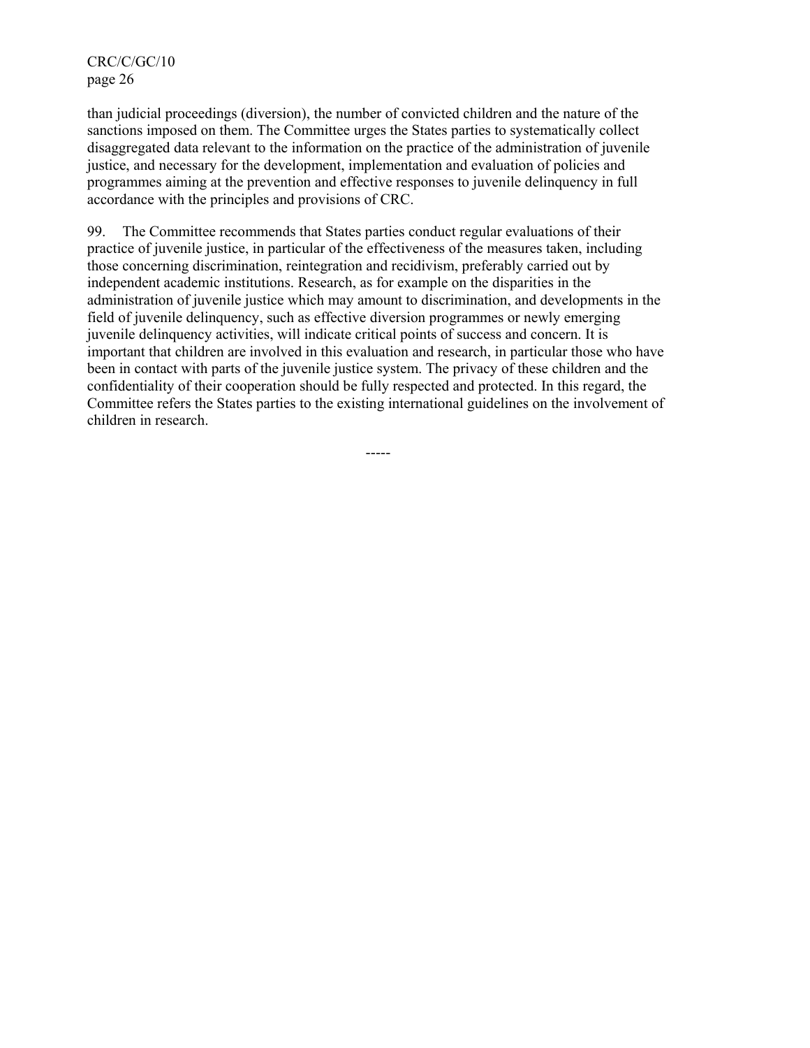than judicial proceedings (diversion), the number of convicted children and the nature of the sanctions imposed on them. The Committee urges the States parties to systematically collect disaggregated data relevant to the information on the practice of the administration of juvenile justice, and necessary for the development, implementation and evaluation of policies and programmes aiming at the prevention and effective responses to juvenile delinquency in full accordance with the principles and provisions of CRC.

99. The Committee recommends that States parties conduct regular evaluations of their practice of juvenile justice, in particular of the effectiveness of the measures taken, including those concerning discrimination, reintegration and recidivism, preferably carried out by independent academic institutions. Research, as for example on the disparities in the administration of juvenile justice which may amount to discrimination, and developments in the field of juvenile delinquency, such as effective diversion programmes or newly emerging juvenile delinquency activities, will indicate critical points of success and concern. It is important that children are involved in this evaluation and research, in particular those who have been in contact with parts of the juvenile justice system. The privacy of these children and the confidentiality of their cooperation should be fully respected and protected. In this regard, the Committee refers the States parties to the existing international guidelines on the involvement of children in research.

-----